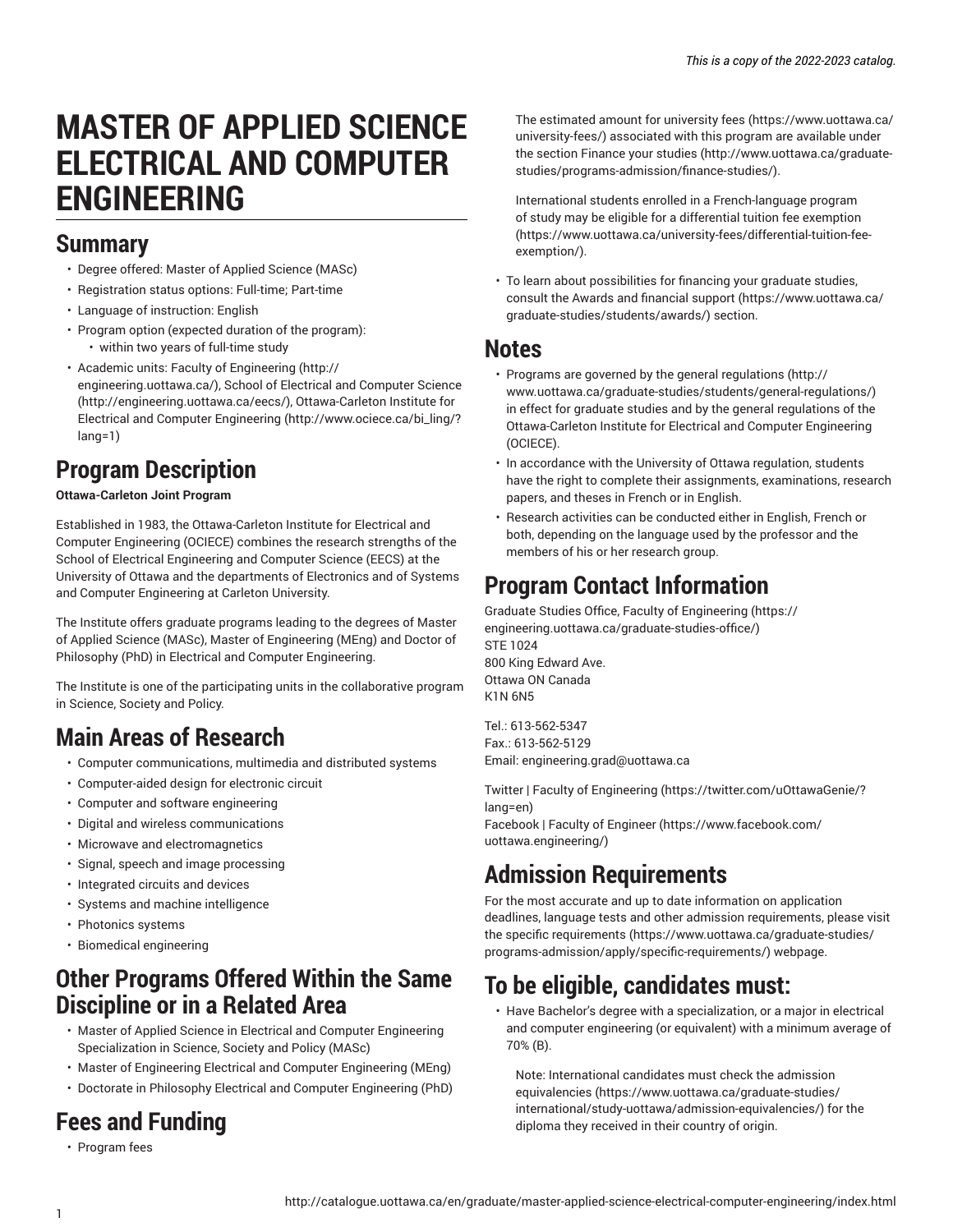# MASTER OF APPLIED SCIENCE ELECTRICAL AND COMPUTER ENGINEERING

## Summary

- Degree offered: Master of Applied Science (MASc)
- Registration status options: Full-time; Part-time
- Language of instruction: English
- Program option (expected duration of the program):
  - within two years of full-time study
- Academic units: Faculty of Engineering (http://engineering.uottawa.ca/), School of Electrical and Computer Science (http://engineering.uottawa.ca/eecs/), Ottawa-Carleton Institute for Electrical and Computer Engineering (http://www.ociece.ca/bi_ling/?lang=1)

## Program Description

**Ottawa-Carleton Joint Program**

Established in 1983, the Ottawa-Carleton Institute for Electrical and Computer Engineering (OCIECE) combines the research strengths of the School of Electrical Engineering and Computer Science (EECS) at the University of Ottawa and the departments of Electronics and of Systems and Computer Engineering at Carleton University.

The Institute offers graduate programs leading to the degrees of Master of Applied Science (MASc), Master of Engineering (MEng) and Doctor of Philosophy (PhD) in Electrical and Computer Engineering.

The Institute is one of the participating units in the collaborative program in Science, Society and Policy.

## Main Areas of Research

- Computer communications, multimedia and distributed systems
- Computer-aided design for electronic circuit
- Computer and software engineering
- Digital and wireless communications
- Microwave and electromagnetics
- Signal, speech and image processing
- Integrated circuits and devices
- Systems and machine intelligence
- Photonics systems
- Biomedical engineering

## Other Programs Offered Within the Same Discipline or in a Related Area

- Master of Applied Science in Electrical and Computer Engineering Specialization in Science, Society and Policy (MASc)
- Master of Engineering Electrical and Computer Engineering (MEng)
- Doctorate in Philosophy Electrical and Computer Engineering (PhD)

## Fees and Funding

- Program fees

  The estimated amount for university fees (https://www.uottawa.ca/university-fees/) associated with this program are available under the section Finance your studies (http://www.uottawa.ca/graduate-studies/programs-admission/finance-studies/).

  International students enrolled in a French-language program of study may be eligible for a differential tuition fee exemption (https://www.uottawa.ca/university-fees/differential-tuition-fee-exemption/).
- To learn about possibilities for financing your graduate studies, consult the Awards and financial support (https://www.uottawa.ca/graduate-studies/students/awards/) section.

## Notes

- Programs are governed by the general regulations (http://www.uottawa.ca/graduate-studies/students/general-regulations/) in effect for graduate studies and by the general regulations of the Ottawa-Carleton Institute for Electrical and Computer Engineering (OCIECE).
- In accordance with the University of Ottawa regulation, students have the right to complete their assignments, examinations, research papers, and theses in French or in English.
- Research activities can be conducted either in English, French or both, depending on the language used by the professor and the members of his or her research group.

## Program Contact Information

Graduate Studies Office, Faculty of Engineering (https://engineering.uottawa.ca/graduate-studies-office/)
STE 1024
800 King Edward Ave.
Ottawa ON Canada
K1N 6N5

Tel.: 613-562-5347
Fax.: 613-562-5129
Email: engineering.grad@uottawa.ca

Twitter | Faculty of Engineering (https://twitter.com/uOttawaGenie/?lang=en)
Facebook | Faculty of Engineer (https://www.facebook.com/uottawa.engineering/)

## Admission Requirements

For the most accurate and up to date information on application deadlines, language tests and other admission requirements, please visit the specific requirements (https://www.uottawa.ca/graduate-studies/programs-admission/apply/specific-requirements/) webpage.

## To be eligible, candidates must:

- Have Bachelor's degree with a specialization, or a major in electrical and computer engineering (or equivalent) with a minimum average of 70% (B).

  Note: International candidates must check the admission equivalencies (https://www.uottawa.ca/graduate-studies/international/study-uottawa/admission-equivalencies/) for the diploma they received in their country of origin.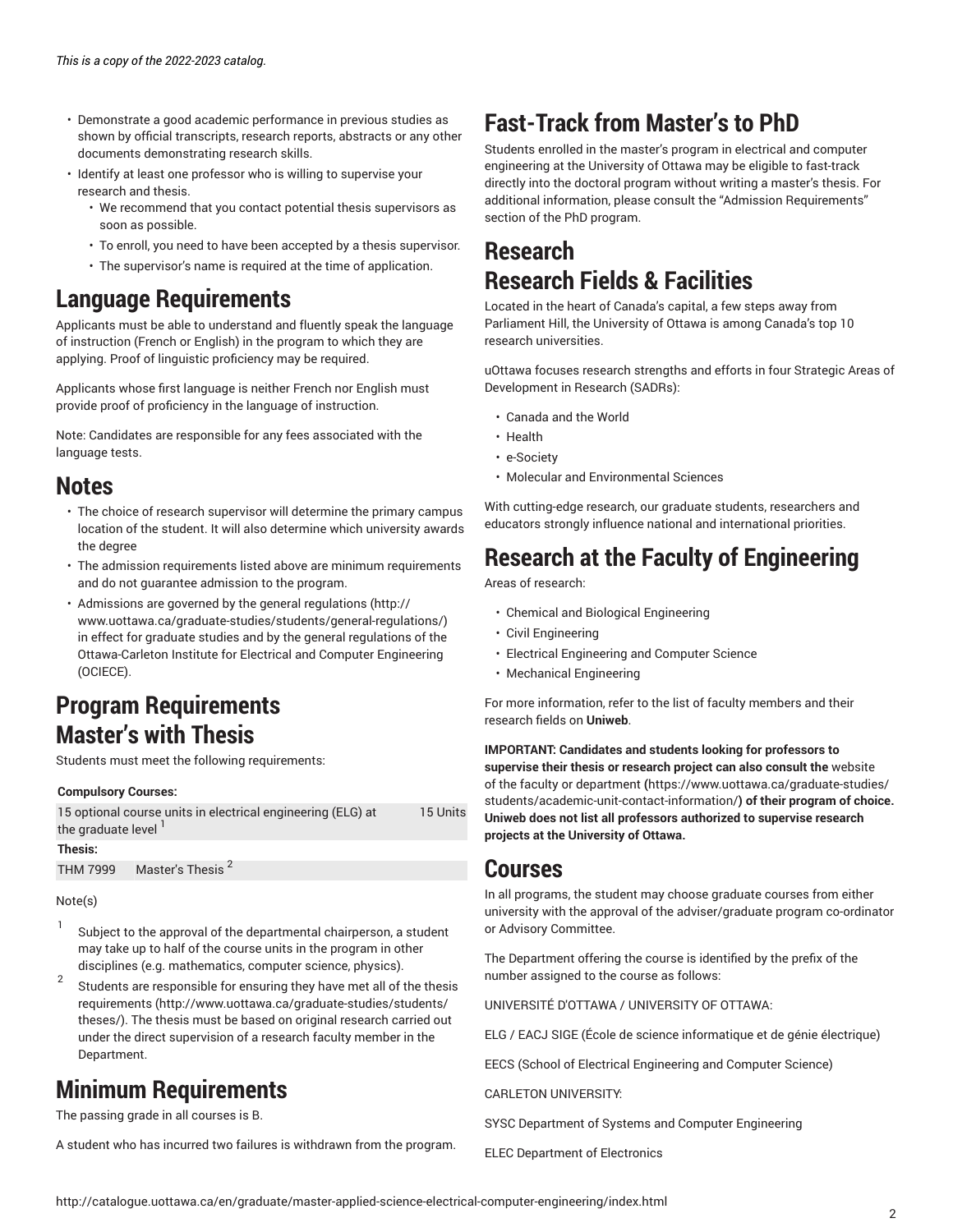- Demonstrate a good academic performance in previous studies as shown by official transcripts, research reports, abstracts or any other documents demonstrating research skills.
- Identify at least one professor who is willing to supervise your research and thesis.
  - We recommend that you contact potential thesis supervisors as soon as possible.
  - To enroll, you need to have been accepted by a thesis supervisor.
  - The supervisor's name is required at the time of application.

## Language Requirements

Applicants must be able to understand and fluently speak the language of instruction (French or English) in the program to which they are applying. Proof of linguistic proficiency may be required.

Applicants whose first language is neither French nor English must provide proof of proficiency in the language of instruction.

Note: Candidates are responsible for any fees associated with the language tests.

## Notes

- The choice of research supervisor will determine the primary campus location of the student. It will also determine which university awards the degree
- The admission requirements listed above are minimum requirements and do not guarantee admission to the program.
- Admissions are governed by the general regulations (http://www.uottawa.ca/graduate-studies/students/general-regulations/) in effect for graduate studies and by the general regulations of the Ottawa-Carleton Institute for Electrical and Computer Engineering (OCIECE).

## Program Requirements

## Master's with Thesis

Students must meet the following requirements:

| Compulsory Courses: | | |
|---|---|---|
| 15 optional course units in electrical engineering (ELG) at the graduate level [1] | | 15 Units |
| **Thesis:** | | |
| THM 7999 | Master's Thesis [2] | |

Note(s)

1. Subject to the approval of the departmental chairperson, a student may take up to half of the course units in the program in other disciplines (e.g. mathematics, computer science, physics).
2. Students are responsible for ensuring they have met all of the thesis requirements (http://www.uottawa.ca/graduate-studies/students/theses/). The thesis must be based on original research carried out under the direct supervision of a research faculty member in the Department.

## Minimum Requirements

The passing grade in all courses is B.

A student who has incurred two failures is withdrawn from the program.

## Fast-Track from Master's to PhD

Students enrolled in the master's program in electrical and computer engineering at the University of Ottawa may be eligible to fast-track directly into the doctoral program without writing a master's thesis. For additional information, please consult the "Admission Requirements" section of the PhD program.

## Research

## Research Fields & Facilities

Located in the heart of Canada's capital, a few steps away from Parliament Hill, the University of Ottawa is among Canada's top 10 research universities.

uOttawa focuses research strengths and efforts in four Strategic Areas of Development in Research (SADRs):

- Canada and the World
- Health
- e-Society
- Molecular and Environmental Sciences

With cutting-edge research, our graduate students, researchers and educators strongly influence national and international priorities.

## Research at the Faculty of Engineering

Areas of research:

- Chemical and Biological Engineering
- Civil Engineering
- Electrical Engineering and Computer Science
- Mechanical Engineering

For more information, refer to the list of faculty members and their research fields on **Uniweb**.

**IMPORTANT: Candidates and students looking for professors to supervise their thesis or research project can also consult the** website of the faculty or department **(**https://www.uottawa.ca/graduate-studies/students/academic-unit-contact-information/**) of their program of choice. Uniweb does not list all professors authorized to supervise research projects at the University of Ottawa.**

## Courses

In all programs, the student may choose graduate courses from either university with the approval of the adviser/graduate program co-ordinator or Advisory Committee.

The Department offering the course is identified by the prefix of the number assigned to the course as follows:

UNIVERSITÉ D'OTTAWA / UNIVERSITY OF OTTAWA:

ELG / EACJ SIGE (École de science informatique et de génie électrique)

EECS (School of Electrical Engineering and Computer Science)

CARLETON UNIVERSITY:

SYSC Department of Systems and Computer Engineering

ELEC Department of Electronics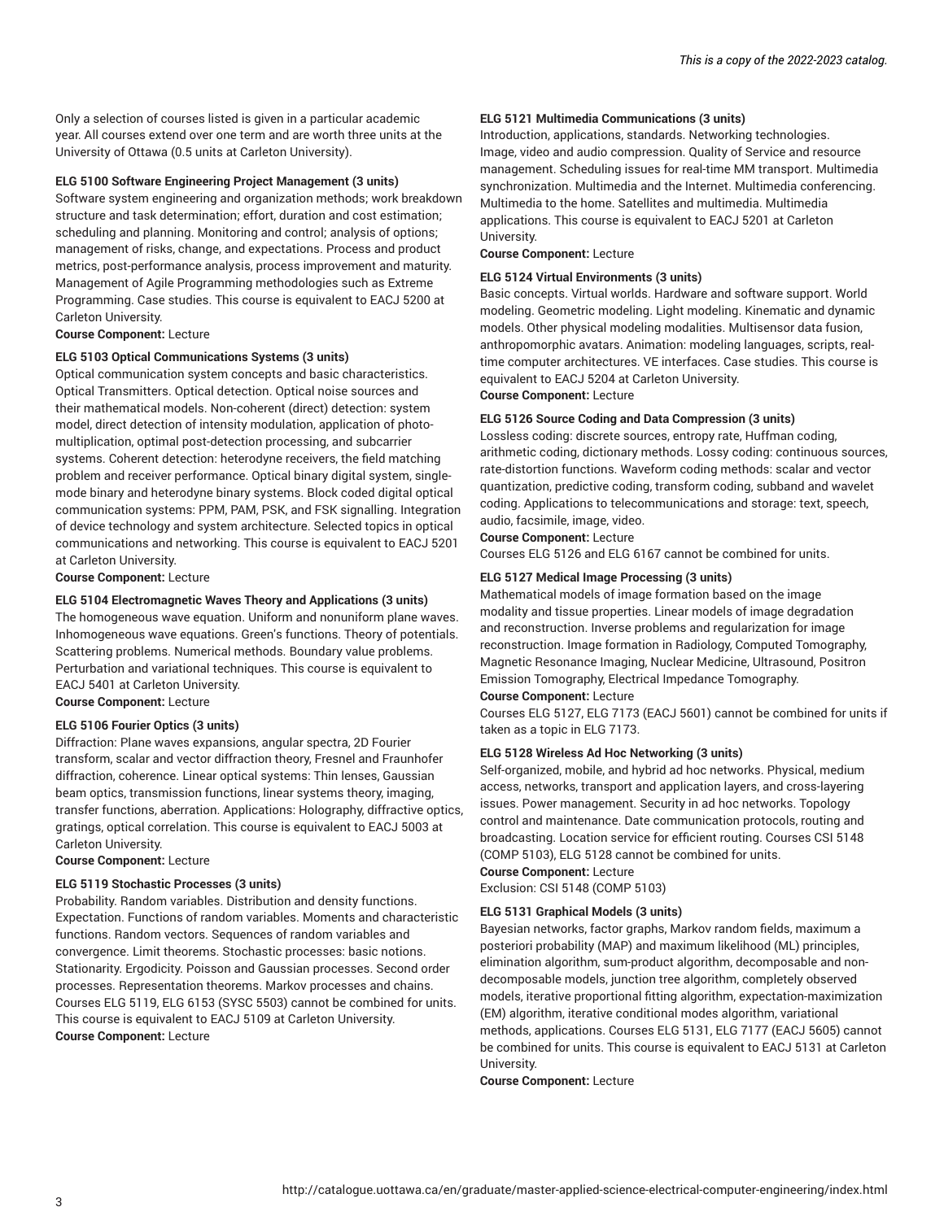Only a selection of courses listed is given in a particular academic year. All courses extend over one term and are worth three units at the University of Ottawa (0.5 units at Carleton University).

**ELG 5100 Software Engineering Project Management (3 units)**
Software system engineering and organization methods; work breakdown structure and task determination; effort, duration and cost estimation; scheduling and planning. Monitoring and control; analysis of options; management of risks, change, and expectations. Process and product metrics, post-performance analysis, process improvement and maturity. Management of Agile Programming methodologies such as Extreme Programming. Case studies. This course is equivalent to EACJ 5200 at Carleton University.
**Course Component:** Lecture

**ELG 5103 Optical Communications Systems (3 units)**
Optical communication system concepts and basic characteristics. Optical Transmitters. Optical detection. Optical noise sources and their mathematical models. Non-coherent (direct) detection: system model, direct detection of intensity modulation, application of photo-multiplication, optimal post-detection processing, and subcarrier systems. Coherent detection: heterodyne receivers, the field matching problem and receiver performance. Optical binary digital system, single-mode binary and heterodyne binary systems. Block coded digital optical communication systems: PPM, PAM, PSK, and FSK signalling. Integration of device technology and system architecture. Selected topics in optical communications and networking. This course is equivalent to EACJ 5201 at Carleton University.
**Course Component:** Lecture

**ELG 5104 Electromagnetic Waves Theory and Applications (3 units)**
The homogeneous wave equation. Uniform and nonuniform plane waves. Inhomogeneous wave equations. Green's functions. Theory of potentials. Scattering problems. Numerical methods. Boundary value problems. Perturbation and variational techniques. This course is equivalent to EACJ 5401 at Carleton University.
**Course Component:** Lecture

**ELG 5106 Fourier Optics (3 units)**
Diffraction: Plane waves expansions, angular spectra, 2D Fourier transform, scalar and vector diffraction theory, Fresnel and Fraunhofer diffraction, coherence. Linear optical systems: Thin lenses, Gaussian beam optics, transmission functions, linear systems theory, imaging, transfer functions, aberration. Applications: Holography, diffractive optics, gratings, optical correlation. This course is equivalent to EACJ 5003 at Carleton University.
**Course Component:** Lecture

**ELG 5119 Stochastic Processes (3 units)**
Probability. Random variables. Distribution and density functions. Expectation. Functions of random variables. Moments and characteristic functions. Random vectors. Sequences of random variables and convergence. Limit theorems. Stochastic processes: basic notions. Stationarity. Ergodicity. Poisson and Gaussian processes. Second order processes. Representation theorems. Markov processes and chains. Courses ELG 5119, ELG 6153 (SYSC 5503) cannot be combined for units. This course is equivalent to EACJ 5109 at Carleton University.
**Course Component:** Lecture

**ELG 5121 Multimedia Communications (3 units)**
Introduction, applications, standards. Networking technologies. Image, video and audio compression. Quality of Service and resource management. Scheduling issues for real-time MM transport. Multimedia synchronization. Multimedia and the Internet. Multimedia conferencing. Multimedia to the home. Satellites and multimedia. Multimedia applications. This course is equivalent to EACJ 5201 at Carleton University.
**Course Component:** Lecture

**ELG 5124 Virtual Environments (3 units)**
Basic concepts. Virtual worlds. Hardware and software support. World modeling. Geometric modeling. Light modeling. Kinematic and dynamic models. Other physical modeling modalities. Multisensor data fusion, anthropomorphic avatars. Animation: modeling languages, scripts, real-time computer architectures. VE interfaces. Case studies. This course is equivalent to EACJ 5204 at Carleton University.
**Course Component:** Lecture

**ELG 5126 Source Coding and Data Compression (3 units)**
Lossless coding: discrete sources, entropy rate, Huffman coding, arithmetic coding, dictionary methods. Lossy coding: continuous sources, rate-distortion functions. Waveform coding methods: scalar and vector quantization, predictive coding, transform coding, subband and wavelet coding. Applications to telecommunications and storage: text, speech, audio, facsimile, image, video.
**Course Component:** Lecture
Courses ELG 5126 and ELG 6167 cannot be combined for units.

**ELG 5127 Medical Image Processing (3 units)**
Mathematical models of image formation based on the image modality and tissue properties. Linear models of image degradation and reconstruction. Inverse problems and regularization for image reconstruction. Image formation in Radiology, Computed Tomography, Magnetic Resonance Imaging, Nuclear Medicine, Ultrasound, Positron Emission Tomography, Electrical Impedance Tomography.
**Course Component:** Lecture
Courses ELG 5127, ELG 7173 (EACJ 5601) cannot be combined for units if taken as a topic in ELG 7173.

**ELG 5128 Wireless Ad Hoc Networking (3 units)**
Self-organized, mobile, and hybrid ad hoc networks. Physical, medium access, networks, transport and application layers, and cross-layering issues. Power management. Security in ad hoc networks. Topology control and maintenance. Date communication protocols, routing and broadcasting. Location service for efficient routing. Courses CSI 5148 (COMP 5103), ELG 5128 cannot be combined for units.
**Course Component:** Lecture
Exclusion: CSI 5148 (COMP 5103)

**ELG 5131 Graphical Models (3 units)**
Bayesian networks, factor graphs, Markov random fields, maximum a posteriori probability (MAP) and maximum likelihood (ML) principles, elimination algorithm, sum-product algorithm, decomposable and non-decomposable models, junction tree algorithm, completely observed models, iterative proportional fitting algorithm, expectation-maximization (EM) algorithm, iterative conditional modes algorithm, variational methods, applications. Courses ELG 5131, ELG 7177 (EACJ 5605) cannot be combined for units. This course is equivalent to EACJ 5131 at Carleton University.
**Course Component:** Lecture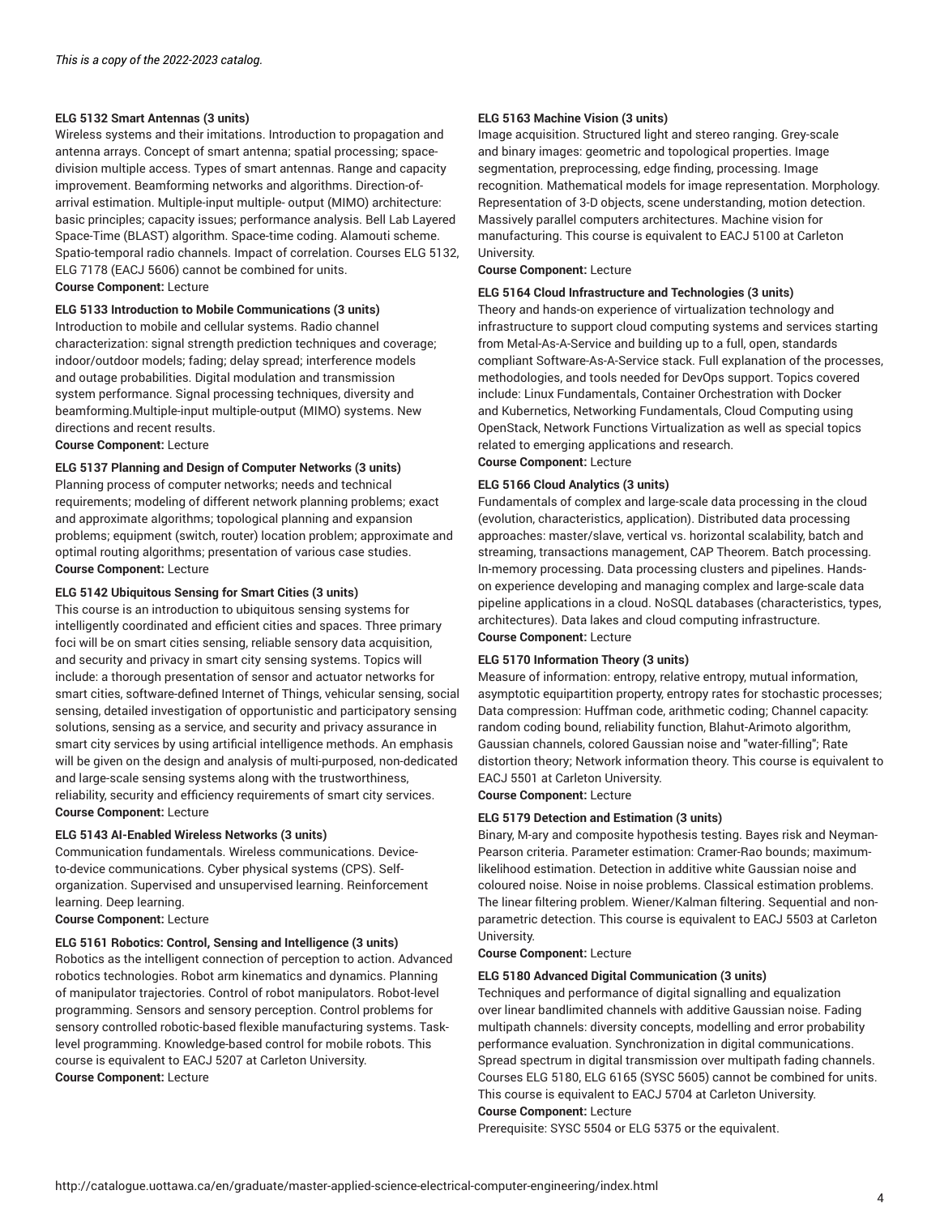*This is a copy of the 2022-2023 catalog.*

**ELG 5132 Smart Antennas (3 units)**

Wireless systems and their imitations. Introduction to propagation and antenna arrays. Concept of smart antenna; spatial processing; space-division multiple access. Types of smart antennas. Range and capacity improvement. Beamforming networks and algorithms. Direction-of-arrival estimation. Multiple-input multiple- output (MIMO) architecture: basic principles; capacity issues; performance analysis. Bell Lab Layered Space-Time (BLAST) algorithm. Space-time coding. Alamouti scheme. Spatio-temporal radio channels. Impact of correlation. Courses ELG 5132, ELG 7178 (EACJ 5606) cannot be combined for units.

**Course Component:** Lecture

**ELG 5133 Introduction to Mobile Communications (3 units)**

Introduction to mobile and cellular systems. Radio channel characterization: signal strength prediction techniques and coverage; indoor/outdoor models; fading; delay spread; interference models and outage probabilities. Digital modulation and transmission system performance. Signal processing techniques, diversity and beamforming.Multiple-input multiple-output (MIMO) systems. New directions and recent results.

**Course Component:** Lecture

**ELG 5137 Planning and Design of Computer Networks (3 units)**

Planning process of computer networks; needs and technical requirements; modeling of different network planning problems; exact and approximate algorithms; topological planning and expansion problems; equipment (switch, router) location problem; approximate and optimal routing algorithms; presentation of various case studies.

**Course Component:** Lecture

**ELG 5142 Ubiquitous Sensing for Smart Cities (3 units)**

This course is an introduction to ubiquitous sensing systems for intelligently coordinated and efficient cities and spaces. Three primary foci will be on smart cities sensing, reliable sensory data acquisition, and security and privacy in smart city sensing systems. Topics will include: a thorough presentation of sensor and actuator networks for smart cities, software-defined Internet of Things, vehicular sensing, social sensing, detailed investigation of opportunistic and participatory sensing solutions, sensing as a service, and security and privacy assurance in smart city services by using artificial intelligence methods. An emphasis will be given on the design and analysis of multi-purposed, non-dedicated and large-scale sensing systems along with the trustworthiness, reliability, security and efficiency requirements of smart city services.

**Course Component:** Lecture

**ELG 5143 AI-Enabled Wireless Networks (3 units)**

Communication fundamentals. Wireless communications. Device-to-device communications. Cyber physical systems (CPS). Self-organization. Supervised and unsupervised learning. Reinforcement learning. Deep learning.

**Course Component:** Lecture

**ELG 5161 Robotics: Control, Sensing and Intelligence (3 units)**

Robotics as the intelligent connection of perception to action. Advanced robotics technologies. Robot arm kinematics and dynamics. Planning of manipulator trajectories. Control of robot manipulators. Robot-level programming. Sensors and sensory perception. Control problems for sensory controlled robotic-based flexible manufacturing systems. Task-level programming. Knowledge-based control for mobile robots. This course is equivalent to EACJ 5207 at Carleton University.

**Course Component:** Lecture

**ELG 5163 Machine Vision (3 units)**

Image acquisition. Structured light and stereo ranging. Grey-scale and binary images: geometric and topological properties. Image segmentation, preprocessing, edge finding, processing. Image recognition. Mathematical models for image representation. Morphology. Representation of 3-D objects, scene understanding, motion detection. Massively parallel computers architectures. Machine vision for manufacturing. This course is equivalent to EACJ 5100 at Carleton University.

**Course Component:** Lecture

**ELG 5164 Cloud Infrastructure and Technologies (3 units)**

Theory and hands-on experience of virtualization technology and infrastructure to support cloud computing systems and services starting from Metal-As-A-Service and building up to a full, open, standards compliant Software-As-A-Service stack. Full explanation of the processes, methodologies, and tools needed for DevOps support. Topics covered include: Linux Fundamentals, Container Orchestration with Docker and Kubernetics, Networking Fundamentals, Cloud Computing using OpenStack, Network Functions Virtualization as well as special topics related to emerging applications and research.

**Course Component:** Lecture

**ELG 5166 Cloud Analytics (3 units)**

Fundamentals of complex and large-scale data processing in the cloud (evolution, characteristics, application). Distributed data processing approaches: master/slave, vertical vs. horizontal scalability, batch and streaming, transactions management, CAP Theorem. Batch processing. In-memory processing. Data processing clusters and pipelines. Hands-on experience developing and managing complex and large-scale data pipeline applications in a cloud. NoSQL databases (characteristics, types, architectures). Data lakes and cloud computing infrastructure.

**Course Component:** Lecture

**ELG 5170 Information Theory (3 units)**

Measure of information: entropy, relative entropy, mutual information, asymptotic equipartition property, entropy rates for stochastic processes; Data compression: Huffman code, arithmetic coding; Channel capacity: random coding bound, reliability function, Blahut-Arimoto algorithm, Gaussian channels, colored Gaussian noise and "water-filling"; Rate distortion theory; Network information theory. This course is equivalent to EACJ 5501 at Carleton University.

**Course Component:** Lecture

**ELG 5179 Detection and Estimation (3 units)**

Binary, M-ary and composite hypothesis testing. Bayes risk and Neyman-Pearson criteria. Parameter estimation: Cramer-Rao bounds; maximum-likelihood estimation. Detection in additive white Gaussian noise and coloured noise. Noise in noise problems. Classical estimation problems. The linear filtering problem. Wiener/Kalman filtering. Sequential and non-parametric detection. This course is equivalent to EACJ 5503 at Carleton University.

**Course Component:** Lecture

**ELG 5180 Advanced Digital Communication (3 units)**

Techniques and performance of digital signalling and equalization over linear bandlimited channels with additive Gaussian noise. Fading multipath channels: diversity concepts, modelling and error probability performance evaluation. Synchronization in digital communications. Spread spectrum in digital transmission over multipath fading channels. Courses ELG 5180, ELG 6165 (SYSC 5605) cannot be combined for units. This course is equivalent to EACJ 5704 at Carleton University.

**Course Component:** Lecture

Prerequisite: SYSC 5504 or ELG 5375 or the equivalent.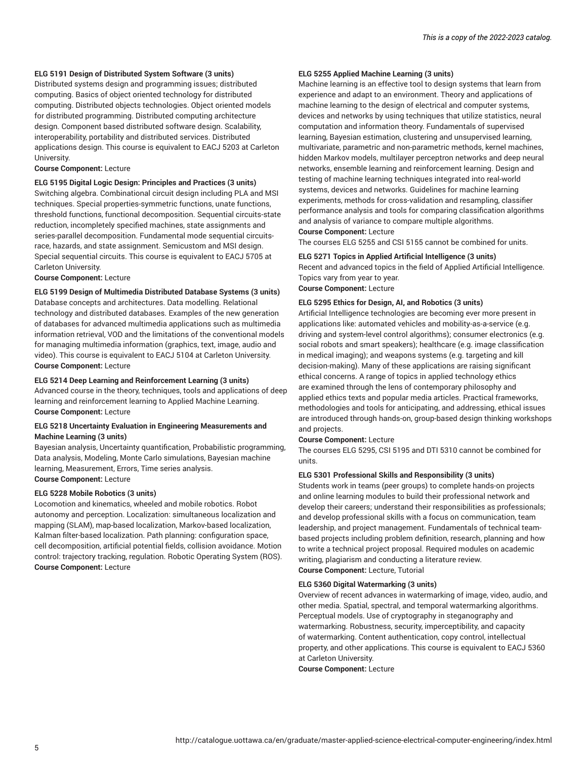**ELG 5191 Design of Distributed System Software (3 units)**
Distributed systems design and programming issues; distributed computing. Basics of object oriented technology for distributed computing. Distributed objects technologies. Object oriented models for distributed programming. Distributed computing architecture design. Component based distributed software design. Scalability, interoperability, portability and distributed services. Distributed applications design. This course is equivalent to EACJ 5203 at Carleton University.
**Course Component:** Lecture

**ELG 5195 Digital Logic Design: Principles and Practices (3 units)**
Switching algebra. Combinational circuit design including PLA and MSI techniques. Special properties-symmetric functions, unate functions, threshold functions, functional decomposition. Sequential circuits-state reduction, incompletely specified machines, state assignments and series-parallel decomposition. Fundamental mode sequential circuits-race, hazards, and state assignment. Semicustom and MSI design. Special sequential circuits. This course is equivalent to EACJ 5705 at Carleton University.
**Course Component:** Lecture

**ELG 5199 Design of Multimedia Distributed Database Systems (3 units)**
Database concepts and architectures. Data modelling. Relational technology and distributed databases. Examples of the new generation of databases for advanced multimedia applications such as multimedia information retrieval, VOD and the limitations of the conventional models for managing multimedia information (graphics, text, image, audio and video). This course is equivalent to EACJ 5104 at Carleton University.
**Course Component:** Lecture

**ELG 5214 Deep Learning and Reinforcement Learning (3 units)**
Advanced course in the theory, techniques, tools and applications of deep learning and reinforcement learning to Applied Machine Learning.
**Course Component:** Lecture

**ELG 5218 Uncertainty Evaluation in Engineering Measurements and Machine Learning (3 units)**
Bayesian analysis, Uncertainty quantification, Probabilistic programming, Data analysis, Modeling, Monte Carlo simulations, Bayesian machine learning, Measurement, Errors, Time series analysis.
**Course Component:** Lecture

**ELG 5228 Mobile Robotics (3 units)**
Locomotion and kinematics, wheeled and mobile robotics. Robot autonomy and perception. Localization: simultaneous localization and mapping (SLAM), map-based localization, Markov-based localization, Kalman filter-based localization. Path planning: configuration space, cell decomposition, artificial potential fields, collision avoidance. Motion control: trajectory tracking, regulation. Robotic Operating System (ROS).
**Course Component:** Lecture

**ELG 5255 Applied Machine Learning (3 units)**
Machine learning is an effective tool to design systems that learn from experience and adapt to an environment. Theory and applications of machine learning to the design of electrical and computer systems, devices and networks by using techniques that utilize statistics, neural computation and information theory. Fundamentals of supervised learning, Bayesian estimation, clustering and unsupervised learning, multivariate, parametric and non-parametric methods, kernel machines, hidden Markov models, multilayer perceptron networks and deep neural networks, ensemble learning and reinforcement learning. Design and testing of machine learning techniques integrated into real-world systems, devices and networks. Guidelines for machine learning experiments, methods for cross-validation and resampling, classifier performance analysis and tools for comparing classification algorithms and analysis of variance to compare multiple algorithms.
**Course Component:** Lecture
The courses ELG 5255 and CSI 5155 cannot be combined for units.

**ELG 5271 Topics in Applied Artificial Intelligence (3 units)**
Recent and advanced topics in the field of Applied Artificial Intelligence. Topics vary from year to year.
**Course Component:** Lecture

**ELG 5295 Ethics for Design, AI, and Robotics (3 units)**
Artificial Intelligence technologies are becoming ever more present in applications like: automated vehicles and mobility-as-a-service (e.g. driving and system-level control algorithms); consumer electronics (e.g. social robots and smart speakers); healthcare (e.g. image classification in medical imaging); and weapons systems (e.g. targeting and kill decision-making). Many of these applications are raising significant ethical concerns. A range of topics in applied technology ethics are examined through the lens of contemporary philosophy and applied ethics texts and popular media articles. Practical frameworks, methodologies and tools for anticipating, and addressing, ethical issues are introduced through hands-on, group-based design thinking workshops and projects.
**Course Component:** Lecture
The courses ELG 5295, CSI 5195 and DTI 5310 cannot be combined for units.

**ELG 5301 Professional Skills and Responsibility (3 units)**
Students work in teams (peer groups) to complete hands-on projects and online learning modules to build their professional network and develop their careers; understand their responsibilities as professionals; and develop professional skills with a focus on communication, team leadership, and project management. Fundamentals of technical team-based projects including problem definition, research, planning and how to write a technical project proposal. Required modules on academic writing, plagiarism and conducting a literature review.
**Course Component:** Lecture, Tutorial

**ELG 5360 Digital Watermarking (3 units)**
Overview of recent advances in watermarking of image, video, audio, and other media. Spatial, spectral, and temporal watermarking algorithms. Perceptual models. Use of cryptography in steganography and watermarking. Robustness, security, imperceptibility, and capacity of watermarking. Content authentication, copy control, intellectual property, and other applications. This course is equivalent to EACJ 5360 at Carleton University.
**Course Component:** Lecture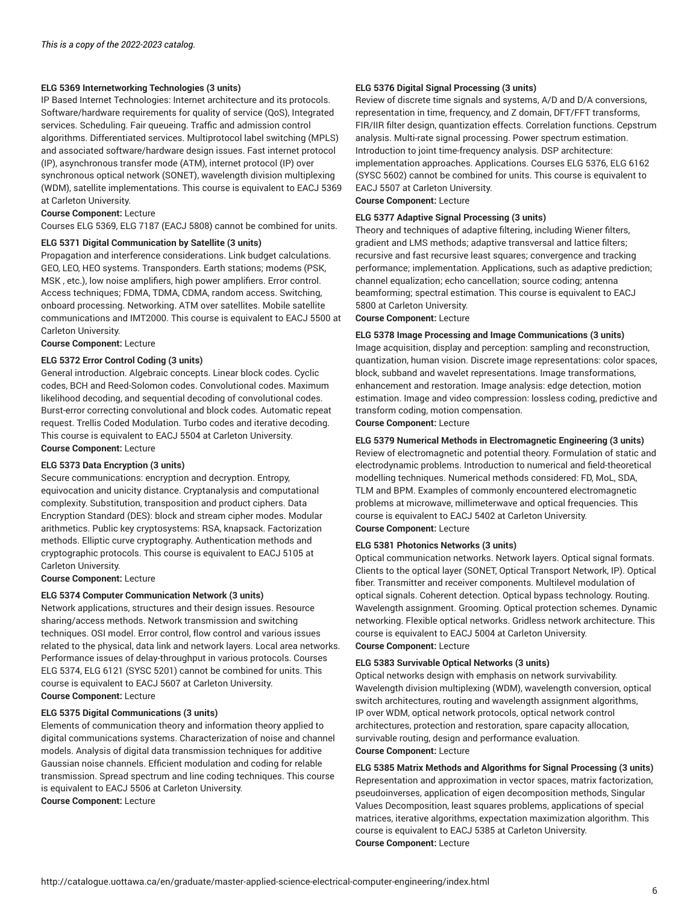*This is a copy of the 2022-2023 catalog.*

**ELG 5369 Internetworking Technologies (3 units)**
IP Based Internet Technologies: Internet architecture and its protocols. Software/hardware requirements for quality of service (QoS), Integrated services. Scheduling. Fair queueing. Traffic and admission control algorithms. Differentiated services. Multiprotocol label switching (MPLS) and associated software/hardware design issues. Fast internet protocol (IP), asynchronous transfer mode (ATM), internet protocol (IP) over synchronous optical network (SONET), wavelength division multiplexing (WDM), satellite implementations. This course is equivalent to EACJ 5369 at Carleton University.
**Course Component:** Lecture
Courses ELG 5369, ELG 7187 (EACJ 5808) cannot be combined for units.

**ELG 5371 Digital Communication by Satellite (3 units)**
Propagation and interference considerations. Link budget calculations. GEO, LEO, HEO systems. Transponders. Earth stations; modems (PSK, MSK , etc.), low noise amplifiers, high power amplifiers. Error control. Access techniques; FDMA, TDMA, CDMA, random access. Switching, onboard processing. Networking. ATM over satellites. Mobile satellite communications and IMT2000. This course is equivalent to EACJ 5500 at Carleton University.
**Course Component:** Lecture

**ELG 5372 Error Control Coding (3 units)**
General introduction. Algebraic concepts. Linear block codes. Cyclic codes, BCH and Reed-Solomon codes. Convolutional codes. Maximum likelihood decoding, and sequential decoding of convolutional codes. Burst-error correcting convolutional and block codes. Automatic repeat request. Trellis Coded Modulation. Turbo codes and iterative decoding. This course is equivalent to EACJ 5504 at Carleton University.
**Course Component:** Lecture

**ELG 5373 Data Encryption (3 units)**
Secure communications: encryption and decryption. Entropy, equivocation and unicity distance. Cryptanalysis and computational complexity. Substitution, transposition and product ciphers. Data Encryption Standard (DES): block and stream cipher modes. Modular arithmetics. Public key cryptosystems: RSA, knapsack. Factorization methods. Elliptic curve cryptography. Authentication methods and cryptographic protocols. This course is equivalent to EACJ 5105 at Carleton University.
**Course Component:** Lecture

**ELG 5374 Computer Communication Network (3 units)**
Network applications, structures and their design issues. Resource sharing/access methods. Network transmission and switching techniques. OSI model. Error control, flow control and various issues related to the physical, data link and network layers. Local area networks. Performance issues of delay-throughput in various protocols. Courses ELG 5374, ELG 6121 (SYSC 5201) cannot be combined for units. This course is equivalent to EACJ 5607 at Carleton University.
**Course Component:** Lecture

**ELG 5375 Digital Communications (3 units)**
Elements of communication theory and information theory applied to digital communications systems. Characterization of noise and channel models. Analysis of digital data transmission techniques for additive Gaussian noise channels. Efficient modulation and coding for relable transmission. Spread spectrum and line coding techniques. This course is equivalent to EACJ 5506 at Carleton University.
**Course Component:** Lecture

**ELG 5376 Digital Signal Processing (3 units)**
Review of discrete time signals and systems, A/D and D/A conversions, representation in time, frequency, and Z domain, DFT/FFT transforms, FIR/IIR filter design, quantization effects. Correlation functions. Cepstrum analysis. Multi-rate signal processing. Power spectrum estimation. Introduction to joint time-frequency analysis. DSP architecture: implementation approaches. Applications. Courses ELG 5376, ELG 6162 (SYSC 5602) cannot be combined for units. This course is equivalent to EACJ 5507 at Carleton University.
**Course Component:** Lecture

**ELG 5377 Adaptive Signal Processing (3 units)**
Theory and techniques of adaptive filtering, including Wiener filters, gradient and LMS methods; adaptive transversal and lattice filters; recursive and fast recursive least squares; convergence and tracking performance; implementation. Applications, such as adaptive prediction; channel equalization; echo cancellation; source coding; antenna beamforming; spectral estimation. This course is equivalent to EACJ 5800 at Carleton University.
**Course Component:** Lecture

**ELG 5378 Image Processing and Image Communications (3 units)**
Image acquisition, display and perception: sampling and reconstruction, quantization, human vision. Discrete image representations: color spaces, block, subband and wavelet representations. Image transformations, enhancement and restoration. Image analysis: edge detection, motion estimation. Image and video compression: lossless coding, predictive and transform coding, motion compensation.
**Course Component:** Lecture

**ELG 5379 Numerical Methods in Electromagnetic Engineering (3 units)**
Review of electromagnetic and potential theory. Formulation of static and electrodynamic problems. Introduction to numerical and field-theoretical modelling techniques. Numerical methods considered: FD, MoL, SDA, TLM and BPM. Examples of commonly encountered electromagnetic problems at microwave, millimeterwave and optical frequencies. This course is equivalent to EACJ 5402 at Carleton University.
**Course Component:** Lecture

**ELG 5381 Photonics Networks (3 units)**
Optical communication networks. Network layers. Optical signal formats. Clients to the optical layer (SONET, Optical Transport Network, IP). Optical fiber. Transmitter and receiver components. Multilevel modulation of optical signals. Coherent detection. Optical bypass technology. Routing. Wavelength assignment. Grooming. Optical protection schemes. Dynamic networking. Flexible optical networks. Gridless network architecture. This course is equivalent to EACJ 5004 at Carleton University.
**Course Component:** Lecture

**ELG 5383 Survivable Optical Networks (3 units)**
Optical networks design with emphasis on network survivability. Wavelength division multiplexing (WDM), wavelength conversion, optical switch architectures, routing and wavelength assignment algorithms, IP over WDM, optical network protocols, optical network control architectures, protection and restoration, spare capacity allocation, survivable routing, design and performance evaluation.
**Course Component:** Lecture

**ELG 5385 Matrix Methods and Algorithms for Signal Processing (3 units)**
Representation and approximation in vector spaces, matrix factorization, pseudoinverses, application of eigen decomposition methods, Singular Values Decomposition, least squares problems, applications of special matrices, iterative algorithms, expectation maximization algorithm. This course is equivalent to EACJ 5385 at Carleton University.
**Course Component:** Lecture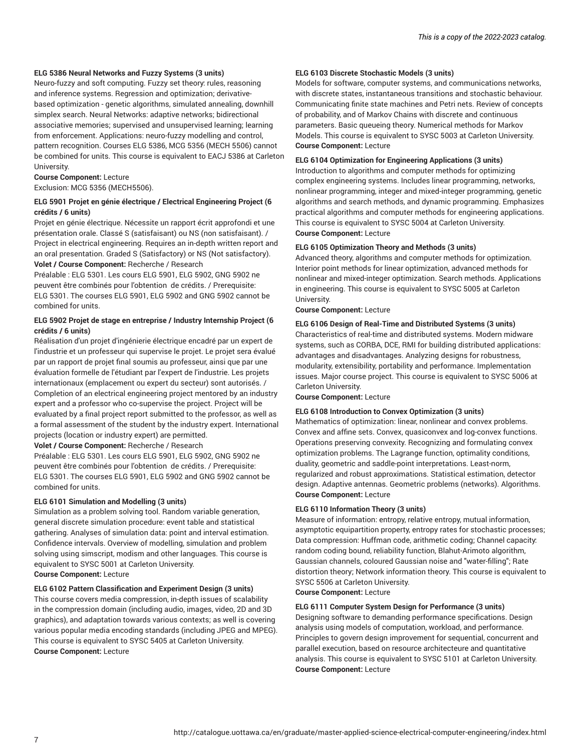**ELG 5386 Neural Networks and Fuzzy Systems (3 units)**
Neuro-fuzzy and soft computing. Fuzzy set theory: rules, reasoning and inference systems. Regression and optimization; derivative-based optimization - genetic algorithms, simulated annealing, downhill simplex search. Neural Networks: adaptive networks; bidirectional associative memories; supervised and unsupervised learning; learning from enforcement. Applications: neuro-fuzzy modelling and control, pattern recognition. Courses ELG 5386, MCG 5356 (MECH 5506) cannot be combined for units. This course is equivalent to EACJ 5386 at Carleton University.
**Course Component:** Lecture
Exclusion: MCG 5356 (MECH5506).

**ELG 5901 Projet en génie électrique / Electrical Engineering Project (6 crédits / 6 units)**
Projet en génie électrique. Nécessite un rapport écrit approfondi et une présentation orale. Classé S (satisfaisant) ou NS (non satisfaisant). / Project in electrical engineering. Requires an in-depth written report and an oral presentation. Graded S (Satisfactory) or NS (Not satisfactory).
**Volet / Course Component:** Recherche / Research
Préalable : ELG 5301. Les cours ELG 5901, ELG 5902, GNG 5902 ne peuvent être combinés pour l'obtention de crédits. / Prerequisite: ELG 5301. The courses ELG 5901, ELG 5902 and GNG 5902 cannot be combined for units.

**ELG 5902 Projet de stage en entreprise / Industry Internship Project (6 crédits / 6 units)**
Réalisation d'un projet d'ingénierie électrique encadré par un expert de l'industrie et un professeur qui supervise le projet. Le projet sera évalué par un rapport de projet final soumis au professeur, ainsi que par une évaluation formelle de l'étudiant par l'expert de l'industrie. Les projets internationaux (emplacement ou expert du secteur) sont autorisés. / Completion of an electrical engineering project mentored by an industry expert and a professor who co-supervise the project. Project will be evaluated by a final project report submitted to the professor, as well as a formal assessment of the student by the industry expert. International projects (location or industry expert) are permitted.
**Volet / Course Component:** Recherche / Research
Préalable : ELG 5301. Les cours ELG 5901, ELG 5902, GNG 5902 ne peuvent être combinés pour l'obtention de crédits. / Prerequisite: ELG 5301. The courses ELG 5901, ELG 5902 and GNG 5902 cannot be combined for units.

**ELG 6101 Simulation and Modelling (3 units)**
Simulation as a problem solving tool. Random variable generation, general discrete simulation procedure: event table and statistical gathering. Analyses of simulation data: point and interval estimation. Confidence intervals. Overview of modelling, simulation and problem solving using simscript, modism and other languages. This course is equivalent to SYSC 5001 at Carleton University.
**Course Component:** Lecture

**ELG 6102 Pattern Classification and Experiment Design (3 units)**
This course covers media compression, in-depth issues of scalability in the compression domain (including audio, images, video, 2D and 3D graphics), and adaptation towards various contexts; as well is covering various popular media encoding standards (including JPEG and MPEG). This course is equivalent to SYSC 5405 at Carleton University.
**Course Component:** Lecture

**ELG 6103 Discrete Stochastic Models (3 units)**
Models for software, computer systems, and communications networks, with discrete states, instantaneous transitions and stochastic behaviour. Communicating finite state machines and Petri nets. Review of concepts of probability, and of Markov Chains with discrete and continuous parameters. Basic queueing theory. Numerical methods for Markov Models. This course is equivalent to SYSC 5003 at Carleton University.
**Course Component:** Lecture

**ELG 6104 Optimization for Engineering Applications (3 units)**
Introduction to algorithms and computer methods for optimizing complex engineering systems. Includes linear programming, networks, nonlinear programming, integer and mixed-integer programming, genetic algorithms and search methods, and dynamic programming. Emphasizes practical algorithms and computer methods for engineering applications. This course is equivalent to SYSC 5004 at Carleton University.
**Course Component:** Lecture

**ELG 6105 Optimization Theory and Methods (3 units)**
Advanced theory, algorithms and computer methods for optimization. Interior point methods for linear optimization, advanced methods for nonlinear and mixed-integer optimization. Search methods. Applications in engineering. This course is equivalent to SYSC 5005 at Carleton University.
**Course Component:** Lecture

**ELG 6106 Design of Real-Time and Distributed Systems (3 units)**
Characteristics of real-time and distributed systems. Modern midware systems, such as CORBA, DCE, RMI for building distributed applications: advantages and disadvantages. Analyzing designs for robustness, modularity, extensibility, portability and performance. Implementation issues. Major course project. This course is equivalent to SYSC 5006 at Carleton University.
**Course Component:** Lecture

**ELG 6108 Introduction to Convex Optimization (3 units)**
Mathematics of optimization: linear, nonlinear and convex problems. Convex and affine sets. Convex, quasiconvex and log-convex functions. Operations preserving convexity. Recognizing and formulating convex optimization problems. The Lagrange function, optimality conditions, duality, geometric and saddle-point interpretations. Least-norm, regularized and robust approximations. Statistical estimation, detector design. Adaptive antennas. Geometric problems (networks). Algorithms.
**Course Component:** Lecture

**ELG 6110 Information Theory (3 units)**
Measure of information: entropy, relative entropy, mutual information, asymptotic equipartition property, entropy rates for stochastic processes; Data compression: Huffman code, arithmetic coding; Channel capacity: random coding bound, reliability function, Blahut-Arimoto algorithm, Gaussian channels, coloured Gaussian noise and "water-filling"; Rate distortion theory; Network information theory. This course is equivalent to SYSC 5506 at Carleton University.
**Course Component:** Lecture

**ELG 6111 Computer System Design for Performance (3 units)**
Designing software to demanding performance specifications. Design analysis using models of computation, workload, and performance. Principles to govern design improvement for sequential, concurrent and parallel execution, based on resource architecteure and quantitative analysis. This course is equivalent to SYSC 5101 at Carleton University.
**Course Component:** Lecture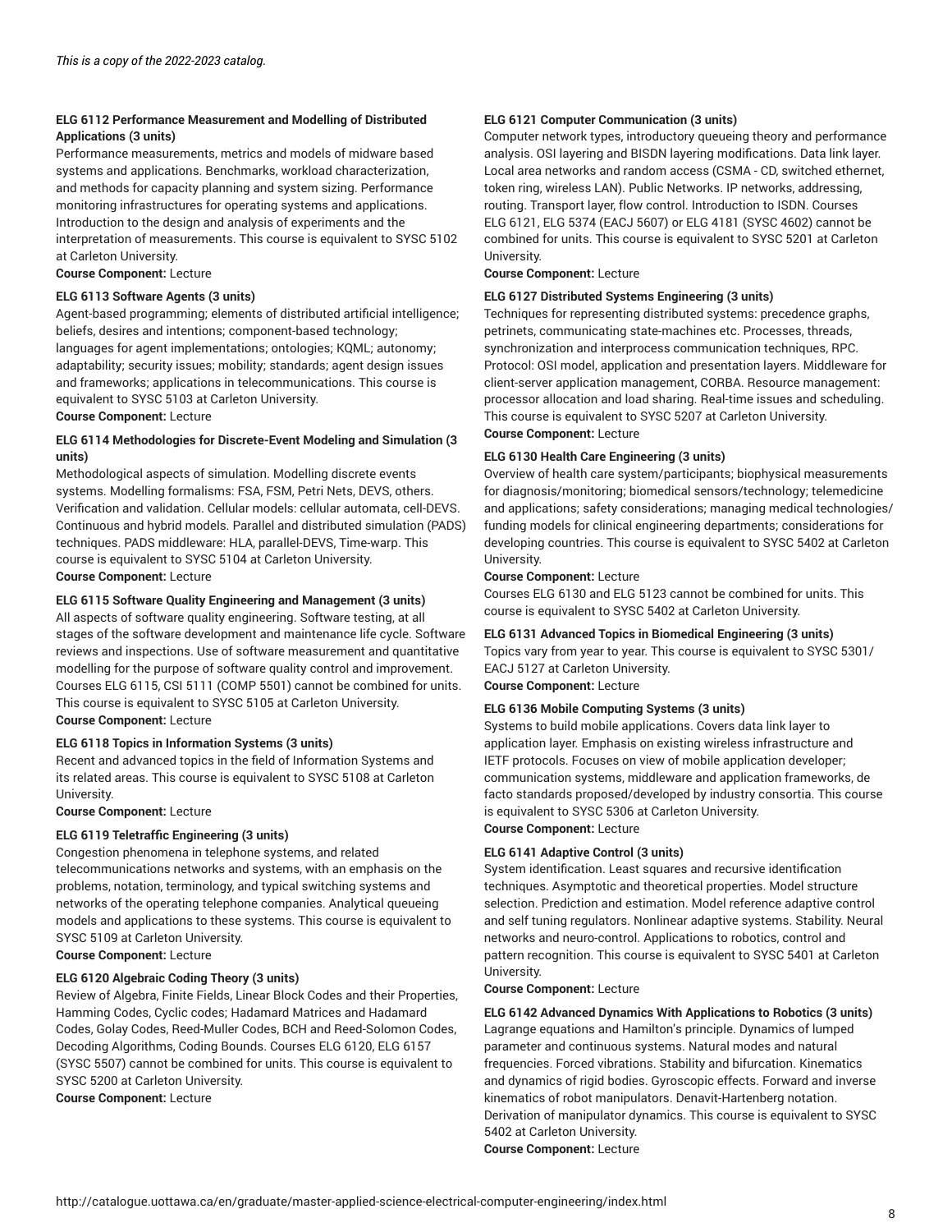*This is a copy of the 2022-2023 catalog.*

**ELG 6112 Performance Measurement and Modelling of Distributed Applications (3 units)**
Performance measurements, metrics and models of midware based systems and applications. Benchmarks, workload characterization, and methods for capacity planning and system sizing. Performance monitoring infrastructures for operating systems and applications. Introduction to the design and analysis of experiments and the interpretation of measurements. This course is equivalent to SYSC 5102 at Carleton University.
**Course Component:** Lecture

**ELG 6113 Software Agents (3 units)**
Agent-based programming; elements of distributed artificial intelligence; beliefs, desires and intentions; component-based technology; languages for agent implementations; ontologies; KQML; autonomy; adaptability; security issues; mobility; standards; agent design issues and frameworks; applications in telecommunications. This course is equivalent to SYSC 5103 at Carleton University.
**Course Component:** Lecture

**ELG 6114 Methodologies for Discrete-Event Modeling and Simulation (3 units)**
Methodological aspects of simulation. Modelling discrete events systems. Modelling formalisms: FSA, FSM, Petri Nets, DEVS, others. Verification and validation. Cellular models: cellular automata, cell-DEVS. Continuous and hybrid models. Parallel and distributed simulation (PADS) techniques. PADS middleware: HLA, parallel-DEVS, Time-warp. This course is equivalent to SYSC 5104 at Carleton University.
**Course Component:** Lecture

**ELG 6115 Software Quality Engineering and Management (3 units)**
All aspects of software quality engineering. Software testing, at all stages of the software development and maintenance life cycle. Software reviews and inspections. Use of software measurement and quantitative modelling for the purpose of software quality control and improvement. Courses ELG 6115, CSI 5111 (COMP 5501) cannot be combined for units. This course is equivalent to SYSC 5105 at Carleton University.
**Course Component:** Lecture

**ELG 6118 Topics in Information Systems (3 units)**
Recent and advanced topics in the field of Information Systems and its related areas. This course is equivalent to SYSC 5108 at Carleton University.
**Course Component:** Lecture

**ELG 6119 Teletraffic Engineering (3 units)**
Congestion phenomena in telephone systems, and related telecommunications networks and systems, with an emphasis on the problems, notation, terminology, and typical switching systems and networks of the operating telephone companies. Analytical queueing models and applications to these systems. This course is equivalent to SYSC 5109 at Carleton University.
**Course Component:** Lecture

**ELG 6120 Algebraic Coding Theory (3 units)**
Review of Algebra, Finite Fields, Linear Block Codes and their Properties, Hamming Codes, Cyclic codes; Hadamard Matrices and Hadamard Codes, Golay Codes, Reed-Muller Codes, BCH and Reed-Solomon Codes, Decoding Algorithms, Coding Bounds. Courses ELG 6120, ELG 6157 (SYSC 5507) cannot be combined for units. This course is equivalent to SYSC 5200 at Carleton University.
**Course Component:** Lecture

**ELG 6121 Computer Communication (3 units)**
Computer network types, introductory queueing theory and performance analysis. OSI layering and BISDN layering modifications. Data link layer. Local area networks and random access (CSMA - CD, switched ethernet, token ring, wireless LAN). Public Networks. IP networks, addressing, routing. Transport layer, flow control. Introduction to ISDN. Courses ELG 6121, ELG 5374 (EACJ 5607) or ELG 4181 (SYSC 4602) cannot be combined for units. This course is equivalent to SYSC 5201 at Carleton University.
**Course Component:** Lecture

**ELG 6127 Distributed Systems Engineering (3 units)**
Techniques for representing distributed systems: precedence graphs, petrinets, communicating state-machines etc. Processes, threads, synchronization and interprocess communication techniques, RPC. Protocol: OSI model, application and presentation layers. Middleware for client-server application management, CORBA. Resource management: processor allocation and load sharing. Real-time issues and scheduling. This course is equivalent to SYSC 5207 at Carleton University.
**Course Component:** Lecture

**ELG 6130 Health Care Engineering (3 units)**
Overview of health care system/participants; biophysical measurements for diagnosis/monitoring; biomedical sensors/technology; telemedicine and applications; safety considerations; managing medical technologies/funding models for clinical engineering departments; considerations for developing countries. This course is equivalent to SYSC 5402 at Carleton University.
**Course Component:** Lecture
Courses ELG 6130 and ELG 5123 cannot be combined for units. This course is equivalent to SYSC 5402 at Carleton University.

**ELG 6131 Advanced Topics in Biomedical Engineering (3 units)**
Topics vary from year to year. This course is equivalent to SYSC 5301/EACJ 5127 at Carleton University.
**Course Component:** Lecture

**ELG 6136 Mobile Computing Systems (3 units)**
Systems to build mobile applications. Covers data link layer to application layer. Emphasis on existing wireless infrastructure and IETF protocols. Focuses on view of mobile application developer; communication systems, middleware and application frameworks, de facto standards proposed/developed by industry consortia. This course is equivalent to SYSC 5306 at Carleton University.
**Course Component:** Lecture

**ELG 6141 Adaptive Control (3 units)**
System identification. Least squares and recursive identification techniques. Asymptotic and theoretical properties. Model structure selection. Prediction and estimation. Model reference adaptive control and self tuning regulators. Nonlinear adaptive systems. Stability. Neural networks and neuro-control. Applications to robotics, control and pattern recognition. This course is equivalent to SYSC 5401 at Carleton University.
**Course Component:** Lecture

**ELG 6142 Advanced Dynamics With Applications to Robotics (3 units)**
Lagrange equations and Hamilton's principle. Dynamics of lumped parameter and continuous systems. Natural modes and natural frequencies. Forced vibrations. Stability and bifurcation. Kinematics and dynamics of rigid bodies. Gyroscopic effects. Forward and inverse kinematics of robot manipulators. Denavit-Hartenberg notation. Derivation of manipulator dynamics. This course is equivalent to SYSC 5402 at Carleton University.
**Course Component:** Lecture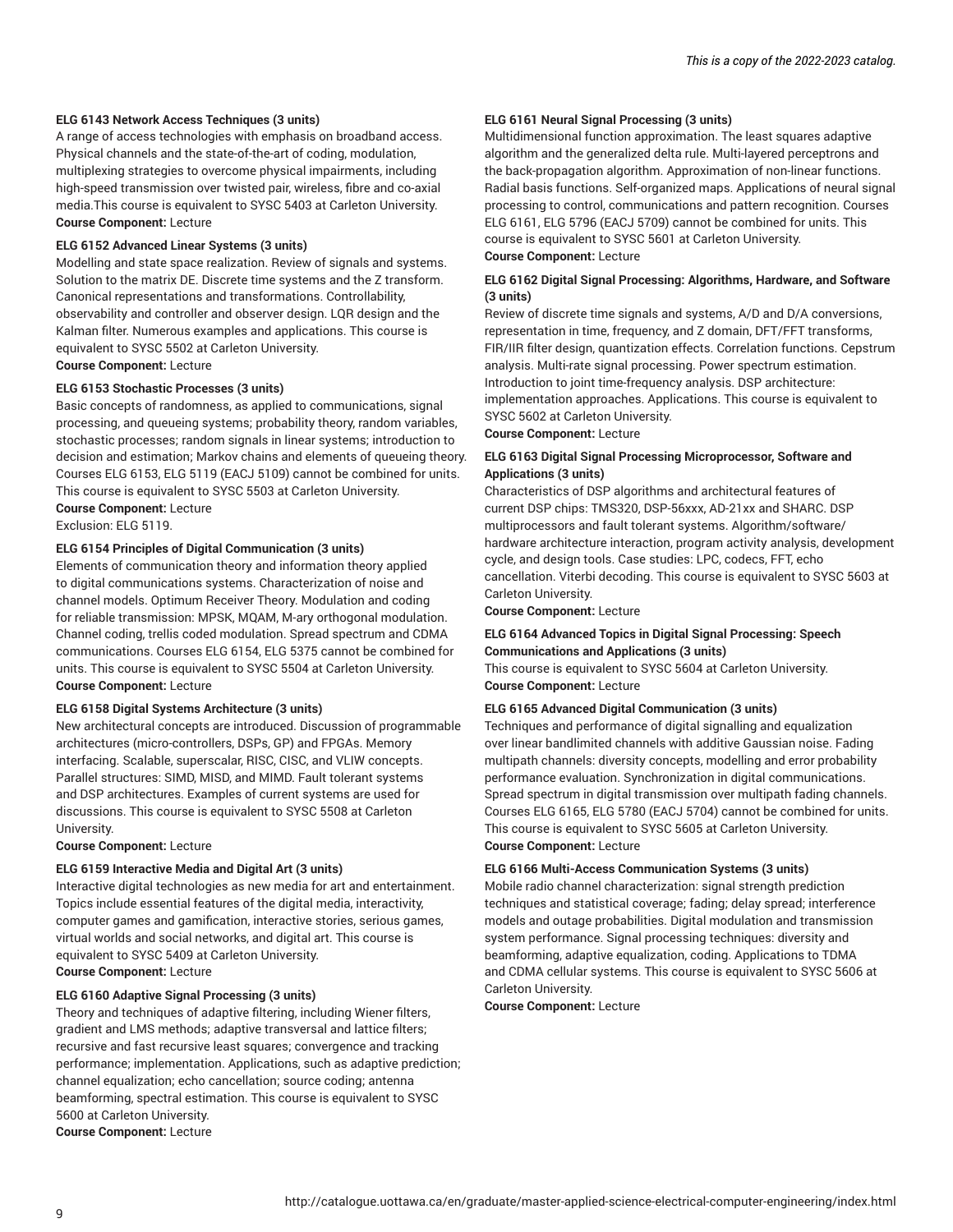**ELG 6143 Network Access Techniques (3 units)**
A range of access technologies with emphasis on broadband access. Physical channels and the state-of-the-art of coding, modulation, multiplexing strategies to overcome physical impairments, including high-speed transmission over twisted pair, wireless, fibre and co-axial media.This course is equivalent to SYSC 5403 at Carleton University.
**Course Component:** Lecture

**ELG 6152 Advanced Linear Systems (3 units)**
Modelling and state space realization. Review of signals and systems. Solution to the matrix DE. Discrete time systems and the Z transform. Canonical representations and transformations. Controllability, observability and controller and observer design. LQR design and the Kalman filter. Numerous examples and applications. This course is equivalent to SYSC 5502 at Carleton University.
**Course Component:** Lecture

**ELG 6153 Stochastic Processes (3 units)**
Basic concepts of randomness, as applied to communications, signal processing, and queueing systems; probability theory, random variables, stochastic processes; random signals in linear systems; introduction to decision and estimation; Markov chains and elements of queueing theory. Courses ELG 6153, ELG 5119 (EACJ 5109) cannot be combined for units. This course is equivalent to SYSC 5503 at Carleton University.
**Course Component:** Lecture
Exclusion: ELG 5119.

**ELG 6154 Principles of Digital Communication (3 units)**
Elements of communication theory and information theory applied to digital communications systems. Characterization of noise and channel models. Optimum Receiver Theory. Modulation and coding for reliable transmission: MPSK, MQAM, M-ary orthogonal modulation. Channel coding, trellis coded modulation. Spread spectrum and CDMA communications. Courses ELG 6154, ELG 5375 cannot be combined for units. This course is equivalent to SYSC 5504 at Carleton University.
**Course Component:** Lecture

**ELG 6158 Digital Systems Architecture (3 units)**
New architectural concepts are introduced. Discussion of programmable architectures (micro-controllers, DSPs, GP) and FPGAs. Memory interfacing. Scalable, superscalar, RISC, CISC, and VLIW concepts. Parallel structures: SIMD, MISD, and MIMD. Fault tolerant systems and DSP architectures. Examples of current systems are used for discussions. This course is equivalent to SYSC 5508 at Carleton University.
**Course Component:** Lecture

**ELG 6159 Interactive Media and Digital Art (3 units)**
Interactive digital technologies as new media for art and entertainment. Topics include essential features of the digital media, interactivity, computer games and gamification, interactive stories, serious games, virtual worlds and social networks, and digital art. This course is equivalent to SYSC 5409 at Carleton University.
**Course Component:** Lecture

**ELG 6160 Adaptive Signal Processing (3 units)**
Theory and techniques of adaptive filtering, including Wiener filters, gradient and LMS methods; adaptive transversal and lattice filters; recursive and fast recursive least squares; convergence and tracking performance; implementation. Applications, such as adaptive prediction; channel equalization; echo cancellation; source coding; antenna beamforming, spectral estimation. This course is equivalent to SYSC 5600 at Carleton University.
**Course Component:** Lecture

**ELG 6161 Neural Signal Processing (3 units)**
Multidimensional function approximation. The least squares adaptive algorithm and the generalized delta rule. Multi-layered perceptrons and the back-propagation algorithm. Approximation of non-linear functions. Radial basis functions. Self-organized maps. Applications of neural signal processing to control, communications and pattern recognition. Courses ELG 6161, ELG 5796 (EACJ 5709) cannot be combined for units. This course is equivalent to SYSC 5601 at Carleton University.
**Course Component:** Lecture

**ELG 6162 Digital Signal Processing: Algorithms, Hardware, and Software (3 units)**
Review of discrete time signals and systems, A/D and D/A conversions, representation in time, frequency, and Z domain, DFT/FFT transforms, FIR/IIR filter design, quantization effects. Correlation functions. Cepstrum analysis. Multi-rate signal processing. Power spectrum estimation. Introduction to joint time-frequency analysis. DSP architecture: implementation approaches. Applications. This course is equivalent to SYSC 5602 at Carleton University.
**Course Component:** Lecture

**ELG 6163 Digital Signal Processing Microprocessor, Software and Applications (3 units)**
Characteristics of DSP algorithms and architectural features of current DSP chips: TMS320, DSP-56xxx, AD-21xx and SHARC. DSP multiprocessors and fault tolerant systems. Algorithm/software/hardware architecture interaction, program activity analysis, development cycle, and design tools. Case studies: LPC, codecs, FFT, echo cancellation. Viterbi decoding. This course is equivalent to SYSC 5603 at Carleton University.
**Course Component:** Lecture

**ELG 6164 Advanced Topics in Digital Signal Processing: Speech Communications and Applications (3 units)**
This course is equivalent to SYSC 5604 at Carleton University.
**Course Component:** Lecture

**ELG 6165 Advanced Digital Communication (3 units)**
Techniques and performance of digital signalling and equalization over linear bandlimited channels with additive Gaussian noise. Fading multipath channels: diversity concepts, modelling and error probability performance evaluation. Synchronization in digital communications. Spread spectrum in digital transmission over multipath fading channels. Courses ELG 6165, ELG 5780 (EACJ 5704) cannot be combined for units. This course is equivalent to SYSC 5605 at Carleton University.
**Course Component:** Lecture

**ELG 6166 Multi-Access Communication Systems (3 units)**
Mobile radio channel characterization: signal strength prediction techniques and statistical coverage; fading; delay spread; interference models and outage probabilities. Digital modulation and transmission system performance. Signal processing techniques: diversity and beamforming, adaptive equalization, coding. Applications to TDMA and CDMA cellular systems. This course is equivalent to SYSC 5606 at Carleton University.
**Course Component:** Lecture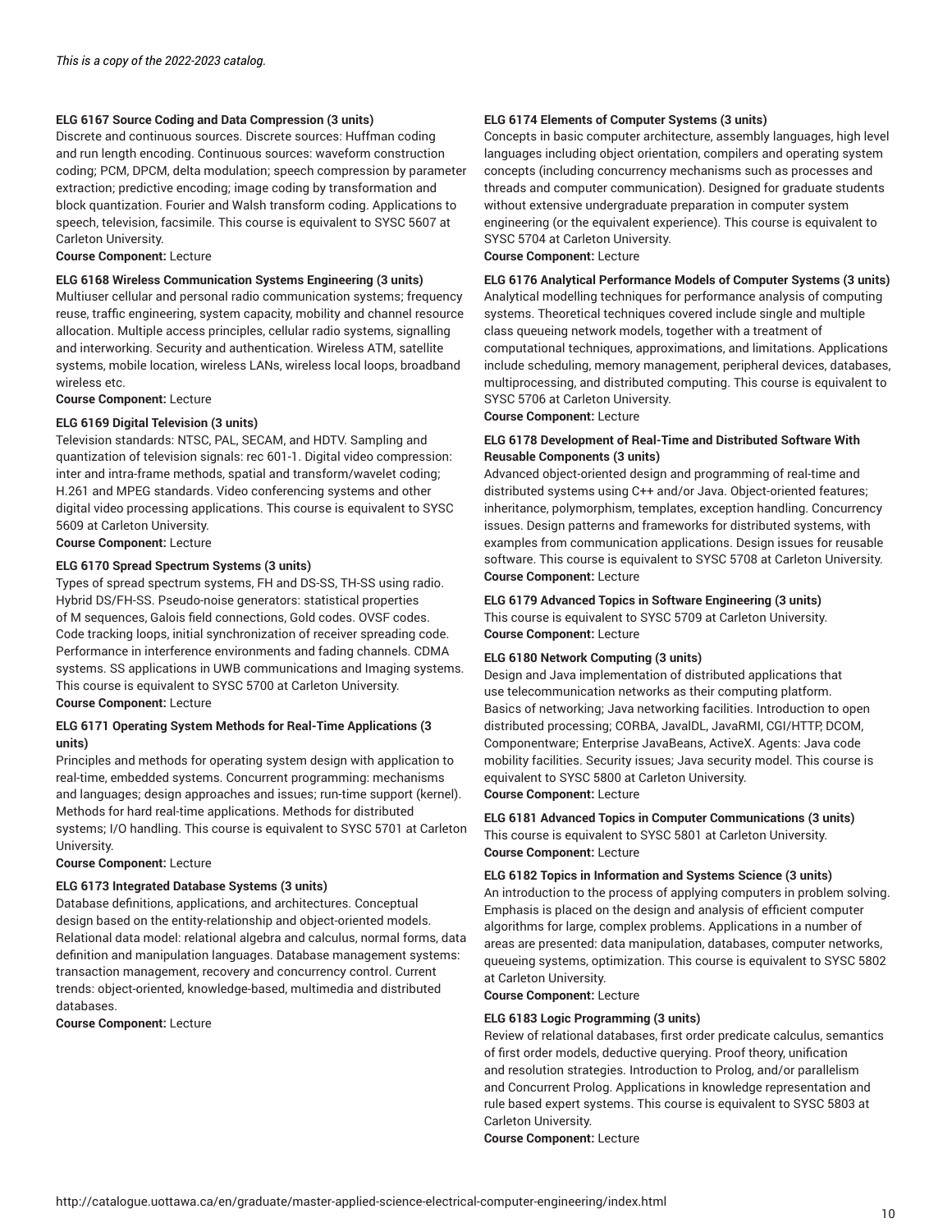*This is a copy of the 2022-2023 catalog.*

**ELG 6167 Source Coding and Data Compression (3 units)**
Discrete and continuous sources. Discrete sources: Huffman coding and run length encoding. Continuous sources: waveform construction coding; PCM, DPCM, delta modulation; speech compression by parameter extraction; predictive encoding; image coding by transformation and block quantization. Fourier and Walsh transform coding. Applications to speech, television, facsimile. This course is equivalent to SYSC 5607 at Carleton University.
**Course Component:** Lecture

**ELG 6168 Wireless Communication Systems Engineering (3 units)**
Multiuser cellular and personal radio communication systems; frequency reuse, traffic engineering, system capacity, mobility and channel resource allocation. Multiple access principles, cellular radio systems, signalling and interworking. Security and authentication. Wireless ATM, satellite systems, mobile location, wireless LANs, wireless local loops, broadband wireless etc.
**Course Component:** Lecture

**ELG 6169 Digital Television (3 units)**
Television standards: NTSC, PAL, SECAM, and HDTV. Sampling and quantization of television signals: rec 601-1. Digital video compression: inter and intra-frame methods, spatial and transform/wavelet coding; H.261 and MPEG standards. Video conferencing systems and other digital video processing applications. This course is equivalent to SYSC 5609 at Carleton University.
**Course Component:** Lecture

**ELG 6170 Spread Spectrum Systems (3 units)**
Types of spread spectrum systems, FH and DS-SS, TH-SS using radio. Hybrid DS/FH-SS. Pseudo-noise generators: statistical properties of M sequences, Galois field connections, Gold codes. OVSF codes. Code tracking loops, initial synchronization of receiver spreading code. Performance in interference environments and fading channels. CDMA systems. SS applications in UWB communications and Imaging systems. This course is equivalent to SYSC 5700 at Carleton University.
**Course Component:** Lecture

**ELG 6171 Operating System Methods for Real-Time Applications (3 units)**
Principles and methods for operating system design with application to real-time, embedded systems. Concurrent programming: mechanisms and languages; design approaches and issues; run-time support (kernel). Methods for hard real-time applications. Methods for distributed systems; I/O handling. This course is equivalent to SYSC 5701 at Carleton University.
**Course Component:** Lecture

**ELG 6173 Integrated Database Systems (3 units)**
Database definitions, applications, and architectures. Conceptual design based on the entity-relationship and object-oriented models. Relational data model: relational algebra and calculus, normal forms, data definition and manipulation languages. Database management systems: transaction management, recovery and concurrency control. Current trends: object-oriented, knowledge-based, multimedia and distributed databases.
**Course Component:** Lecture

**ELG 6174 Elements of Computer Systems (3 units)**
Concepts in basic computer architecture, assembly languages, high level languages including object orientation, compilers and operating system concepts (including concurrency mechanisms such as processes and threads and computer communication). Designed for graduate students without extensive undergraduate preparation in computer system engineering (or the equivalent experience). This course is equivalent to SYSC 5704 at Carleton University.
**Course Component:** Lecture

**ELG 6176 Analytical Performance Models of Computer Systems (3 units)**
Analytical modelling techniques for performance analysis of computing systems. Theoretical techniques covered include single and multiple class queueing network models, together with a treatment of computational techniques, approximations, and limitations. Applications include scheduling, memory management, peripheral devices, databases, multiprocessing, and distributed computing. This course is equivalent to SYSC 5706 at Carleton University.
**Course Component:** Lecture

**ELG 6178 Development of Real-Time and Distributed Software With Reusable Components (3 units)**
Advanced object-oriented design and programming of real-time and distributed systems using C++ and/or Java. Object-oriented features; inheritance, polymorphism, templates, exception handling. Concurrency issues. Design patterns and frameworks for distributed systems, with examples from communication applications. Design issues for reusable software. This course is equivalent to SYSC 5708 at Carleton University.
**Course Component:** Lecture

**ELG 6179 Advanced Topics in Software Engineering (3 units)**
This course is equivalent to SYSC 5709 at Carleton University.
**Course Component:** Lecture

**ELG 6180 Network Computing (3 units)**
Design and Java implementation of distributed applications that use telecommunication networks as their computing platform. Basics of networking; Java networking facilities. Introduction to open distributed processing; CORBA, JavaIDL, JavaRMI, CGI/HTTP, DCOM, Componentware; Enterprise JavaBeans, ActiveX. Agents: Java code mobility facilities. Security issues; Java security model. This course is equivalent to SYSC 5800 at Carleton University.
**Course Component:** Lecture

**ELG 6181 Advanced Topics in Computer Communications (3 units)**
This course is equivalent to SYSC 5801 at Carleton University.
**Course Component:** Lecture

**ELG 6182 Topics in Information and Systems Science (3 units)**
An introduction to the process of applying computers in problem solving. Emphasis is placed on the design and analysis of efficient computer algorithms for large, complex problems. Applications in a number of areas are presented: data manipulation, databases, computer networks, queueing systems, optimization. This course is equivalent to SYSC 5802 at Carleton University.
**Course Component:** Lecture

**ELG 6183 Logic Programming (3 units)**
Review of relational databases, first order predicate calculus, semantics of first order models, deductive querying. Proof theory, unification and resolution strategies. Introduction to Prolog, and/or parallelism and Concurrent Prolog. Applications in knowledge representation and rule based expert systems. This course is equivalent to SYSC 5803 at Carleton University.
**Course Component:** Lecture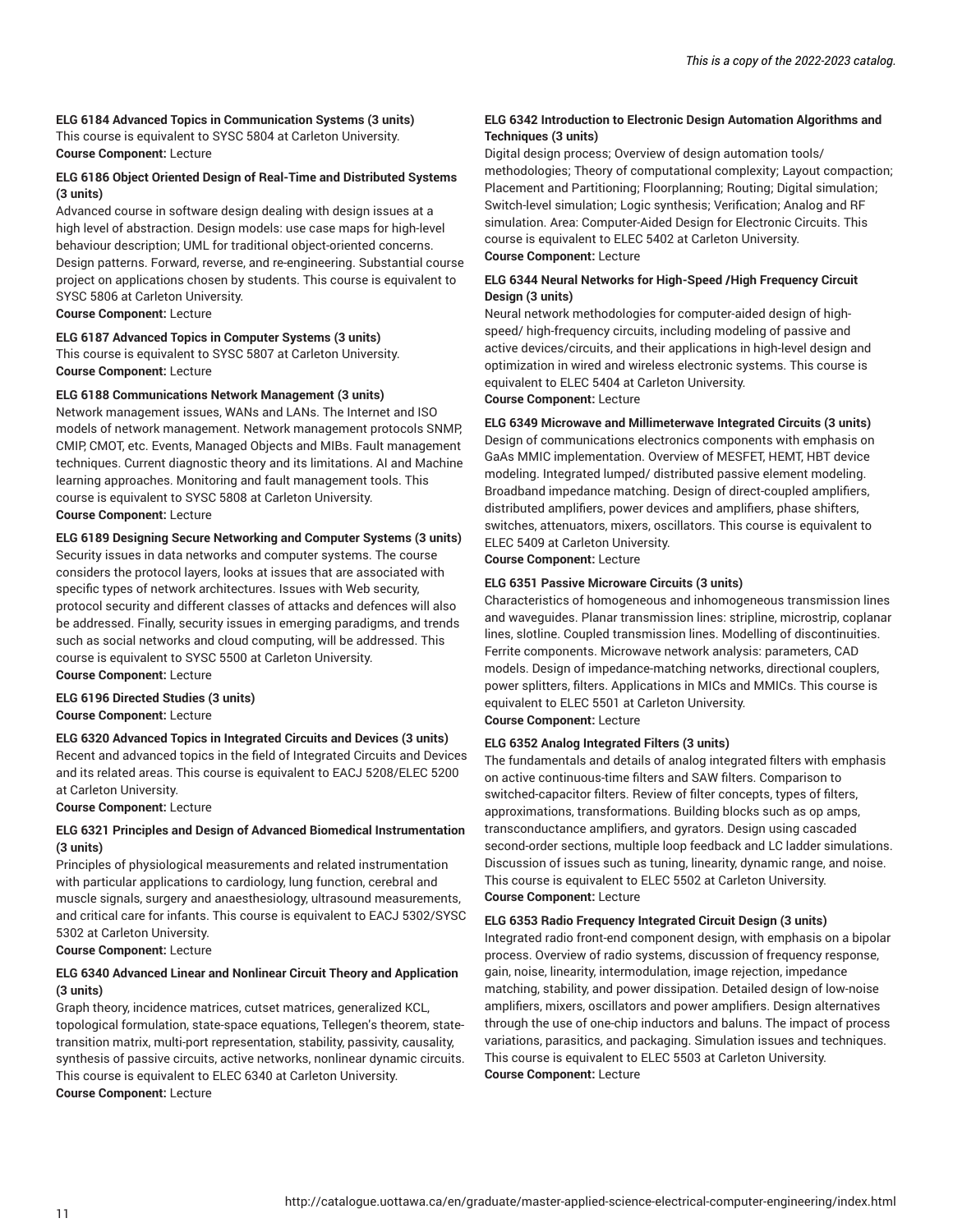**ELG 6184 Advanced Topics in Communication Systems (3 units)**
This course is equivalent to SYSC 5804 at Carleton University.
**Course Component:** Lecture

**ELG 6186 Object Oriented Design of Real-Time and Distributed Systems (3 units)**
Advanced course in software design dealing with design issues at a high level of abstraction. Design models: use case maps for high-level behaviour description; UML for traditional object-oriented concerns. Design patterns. Forward, reverse, and re-engineering. Substantial course project on applications chosen by students. This course is equivalent to SYSC 5806 at Carleton University.
**Course Component:** Lecture

**ELG 6187 Advanced Topics in Computer Systems (3 units)**
This course is equivalent to SYSC 5807 at Carleton University.
**Course Component:** Lecture

**ELG 6188 Communications Network Management (3 units)**
Network management issues, WANs and LANs. The Internet and ISO models of network management. Network management protocols SNMP, CMIP, CMOT, etc. Events, Managed Objects and MIBs. Fault management techniques. Current diagnostic theory and its limitations. AI and Machine learning approaches. Monitoring and fault management tools. This course is equivalent to SYSC 5808 at Carleton University.
**Course Component:** Lecture

**ELG 6189 Designing Secure Networking and Computer Systems (3 units)**
Security issues in data networks and computer systems. The course considers the protocol layers, looks at issues that are associated with specific types of network architectures. Issues with Web security, protocol security and different classes of attacks and defences will also be addressed. Finally, security issues in emerging paradigms, and trends such as social networks and cloud computing, will be addressed. This course is equivalent to SYSC 5500 at Carleton University.
**Course Component:** Lecture

**ELG 6196 Directed Studies (3 units)**
**Course Component:** Lecture

**ELG 6320 Advanced Topics in Integrated Circuits and Devices (3 units)**
Recent and advanced topics in the field of Integrated Circuits and Devices and its related areas. This course is equivalent to EACJ 5208/ELEC 5200 at Carleton University.
**Course Component:** Lecture

**ELG 6321 Principles and Design of Advanced Biomedical Instrumentation (3 units)**
Principles of physiological measurements and related instrumentation with particular applications to cardiology, lung function, cerebral and muscle signals, surgery and anaesthesiology, ultrasound measurements, and critical care for infants. This course is equivalent to EACJ 5302/SYSC 5302 at Carleton University.
**Course Component:** Lecture

**ELG 6340 Advanced Linear and Nonlinear Circuit Theory and Application (3 units)**
Graph theory, incidence matrices, cutset matrices, generalized KCL, topological formulation, state-space equations, Tellegen's theorem, state-transition matrix, multi-port representation, stability, passivity, causality, synthesis of passive circuits, active networks, nonlinear dynamic circuits. This course is equivalent to ELEC 6340 at Carleton University.
**Course Component:** Lecture

**ELG 6342 Introduction to Electronic Design Automation Algorithms and Techniques (3 units)**
Digital design process; Overview of design automation tools/ methodologies; Theory of computational complexity; Layout compaction; Placement and Partitioning; Floorplanning; Routing; Digital simulation; Switch-level simulation; Logic synthesis; Verification; Analog and RF simulation. Area: Computer-Aided Design for Electronic Circuits. This course is equivalent to ELEC 5402 at Carleton University.
**Course Component:** Lecture

**ELG 6344 Neural Networks for High-Speed /High Frequency Circuit Design (3 units)**
Neural network methodologies for computer-aided design of high-speed/ high-frequency circuits, including modeling of passive and active devices/circuits, and their applications in high-level design and optimization in wired and wireless electronic systems. This course is equivalent to ELEC 5404 at Carleton University.
**Course Component:** Lecture

**ELG 6349 Microwave and Millimeterwave Integrated Circuits (3 units)**
Design of communications electronics components with emphasis on GaAs MMIC implementation. Overview of MESFET, HEMT, HBT device modeling. Integrated lumped/ distributed passive element modeling. Broadband impedance matching. Design of direct-coupled amplifiers, distributed amplifiers, power devices and amplifiers, phase shifters, switches, attenuators, mixers, oscillators. This course is equivalent to ELEC 5409 at Carleton University.
**Course Component:** Lecture

**ELG 6351 Passive Microware Circuits (3 units)**
Characteristics of homogeneous and inhomogeneous transmission lines and waveguides. Planar transmission lines: stripline, microstrip, coplanar lines, slotline. Coupled transmission lines. Modelling of discontinuities. Ferrite components. Microwave network analysis: parameters, CAD models. Design of impedance-matching networks, directional couplers, power splitters, filters. Applications in MICs and MMICs. This course is equivalent to ELEC 5501 at Carleton University.
**Course Component:** Lecture

**ELG 6352 Analog Integrated Filters (3 units)**
The fundamentals and details of analog integrated filters with emphasis on active continuous-time filters and SAW filters. Comparison to switched-capacitor filters. Review of filter concepts, types of filters, approximations, transformations. Building blocks such as op amps, transconductance amplifiers, and gyrators. Design using cascaded second-order sections, multiple loop feedback and LC ladder simulations. Discussion of issues such as tuning, linearity, dynamic range, and noise. This course is equivalent to ELEC 5502 at Carleton University.
**Course Component:** Lecture

**ELG 6353 Radio Frequency Integrated Circuit Design (3 units)**
Integrated radio front-end component design, with emphasis on a bipolar process. Overview of radio systems, discussion of frequency response, gain, noise, linearity, intermodulation, image rejection, impedance matching, stability, and power dissipation. Detailed design of low-noise amplifiers, mixers, oscillators and power amplifiers. Design alternatives through the use of one-chip inductors and baluns. The impact of process variations, parasitics, and packaging. Simulation issues and techniques. This course is equivalent to ELEC 5503 at Carleton University.
**Course Component:** Lecture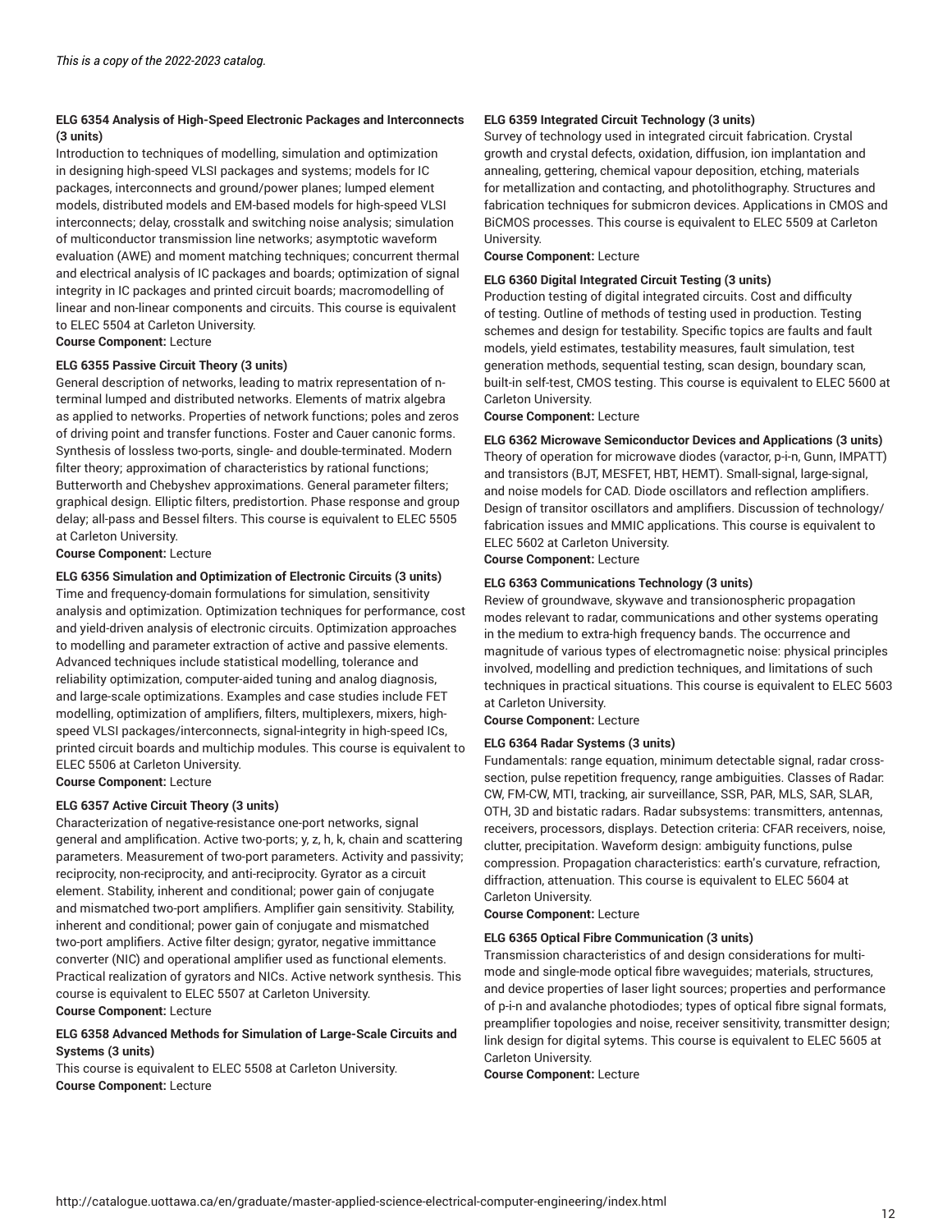*This is a copy of the 2022-2023 catalog.*

**ELG 6354 Analysis of High-Speed Electronic Packages and Interconnects (3 units)**
Introduction to techniques of modelling, simulation and optimization in designing high-speed VLSI packages and systems; models for IC packages, interconnects and ground/power planes; lumped element models, distributed models and EM-based models for high-speed VLSI interconnects; delay, crosstalk and switching noise analysis; simulation of multiconductor transmission line networks; asymptotic waveform evaluation (AWE) and moment matching techniques; concurrent thermal and electrical analysis of IC packages and boards; optimization of signal integrity in IC packages and printed circuit boards; macromodelling of linear and non-linear components and circuits. This course is equivalent to ELEC 5504 at Carleton University.
**Course Component:** Lecture

**ELG 6355 Passive Circuit Theory (3 units)**
General description of networks, leading to matrix representation of n-terminal lumped and distributed networks. Elements of matrix algebra as applied to networks. Properties of network functions; poles and zeros of driving point and transfer functions. Foster and Cauer canonic forms. Synthesis of lossless two-ports, single- and double-terminated. Modern filter theory; approximation of characteristics by rational functions; Butterworth and Chebyshev approximations. General parameter filters; graphical design. Elliptic filters, predistortion. Phase response and group delay; all-pass and Bessel filters. This course is equivalent to ELEC 5505 at Carleton University.
**Course Component:** Lecture

**ELG 6356 Simulation and Optimization of Electronic Circuits (3 units)**
Time and frequency-domain formulations for simulation, sensitivity analysis and optimization. Optimization techniques for performance, cost and yield-driven analysis of electronic circuits. Optimization approaches to modelling and parameter extraction of active and passive elements. Advanced techniques include statistical modelling, tolerance and reliability optimization, computer-aided tuning and analog diagnosis, and large-scale optimizations. Examples and case studies include FET modelling, optimization of amplifiers, filters, multiplexers, mixers, high-speed VLSI packages/interconnects, signal-integrity in high-speed ICs, printed circuit boards and multichip modules. This course is equivalent to ELEC 5506 at Carleton University.
**Course Component:** Lecture

**ELG 6357 Active Circuit Theory (3 units)**
Characterization of negative-resistance one-port networks, signal general and amplification. Active two-ports; y, z, h, k, chain and scattering parameters. Measurement of two-port parameters. Activity and passivity; reciprocity, non-reciprocity, and anti-reciprocity. Gyrator as a circuit element. Stability, inherent and conditional; power gain of conjugate and mismatched two-port amplifiers. Amplifier gain sensitivity. Stability, inherent and conditional; power gain of conjugate and mismatched two-port amplifiers. Active filter design; gyrator, negative immittance converter (NIC) and operational amplifier used as functional elements. Practical realization of gyrators and NICs. Active network synthesis. This course is equivalent to ELEC 5507 at Carleton University.
**Course Component:** Lecture

**ELG 6358 Advanced Methods for Simulation of Large-Scale Circuits and Systems (3 units)**
This course is equivalent to ELEC 5508 at Carleton University.
**Course Component:** Lecture

**ELG 6359 Integrated Circuit Technology (3 units)**
Survey of technology used in integrated circuit fabrication. Crystal growth and crystal defects, oxidation, diffusion, ion implantation and annealing, gettering, chemical vapour deposition, etching, materials for metallization and contacting, and photolithography. Structures and fabrication techniques for submicron devices. Applications in CMOS and BiCMOS processes. This course is equivalent to ELEC 5509 at Carleton University.
**Course Component:** Lecture

**ELG 6360 Digital Integrated Circuit Testing (3 units)**
Production testing of digital integrated circuits. Cost and difficulty of testing. Outline of methods of testing used in production. Testing schemes and design for testability. Specific topics are faults and fault models, yield estimates, testability measures, fault simulation, test generation methods, sequential testing, scan design, boundary scan, built-in self-test, CMOS testing. This course is equivalent to ELEC 5600 at Carleton University.
**Course Component:** Lecture

**ELG 6362 Microwave Semiconductor Devices and Applications (3 units)**
Theory of operation for microwave diodes (varactor, p-i-n, Gunn, IMPATT) and transistors (BJT, MESFET, HBT, HEMT). Small-signal, large-signal, and noise models for CAD. Diode oscillators and reflection amplifiers. Design of transitor oscillators and amplifiers. Discussion of technology/fabrication issues and MMIC applications. This course is equivalent to ELEC 5602 at Carleton University.
**Course Component:** Lecture

**ELG 6363 Communications Technology (3 units)**
Review of groundwave, skywave and transionospheric propagation modes relevant to radar, communications and other systems operating in the medium to extra-high frequency bands. The occurrence and magnitude of various types of electromagnetic noise: physical principles involved, modelling and prediction techniques, and limitations of such techniques in practical situations. This course is equivalent to ELEC 5603 at Carleton University.
**Course Component:** Lecture

**ELG 6364 Radar Systems (3 units)**
Fundamentals: range equation, minimum detectable signal, radar cross-section, pulse repetition frequency, range ambiguities. Classes of Radar: CW, FM-CW, MTI, tracking, air surveillance, SSR, PAR, MLS, SAR, SLAR, OTH, 3D and bistatic radars. Radar subsystems: transmitters, antennas, receivers, processors, displays. Detection criteria: CFAR receivers, noise, clutter, precipitation. Waveform design: ambiguity functions, pulse compression. Propagation characteristics: earth's curvature, refraction, diffraction, attenuation. This course is equivalent to ELEC 5604 at Carleton University.
**Course Component:** Lecture

**ELG 6365 Optical Fibre Communication (3 units)**
Transmission characteristics of and design considerations for multi-mode and single-mode optical fibre waveguides; materials, structures, and device properties of laser light sources; properties and performance of p-i-n and avalanche photodiodes; types of optical fibre signal formats, preamplifier topologies and noise, receiver sensitivity, transmitter design; link design for digital sytems. This course is equivalent to ELEC 5605 at Carleton University.
**Course Component:** Lecture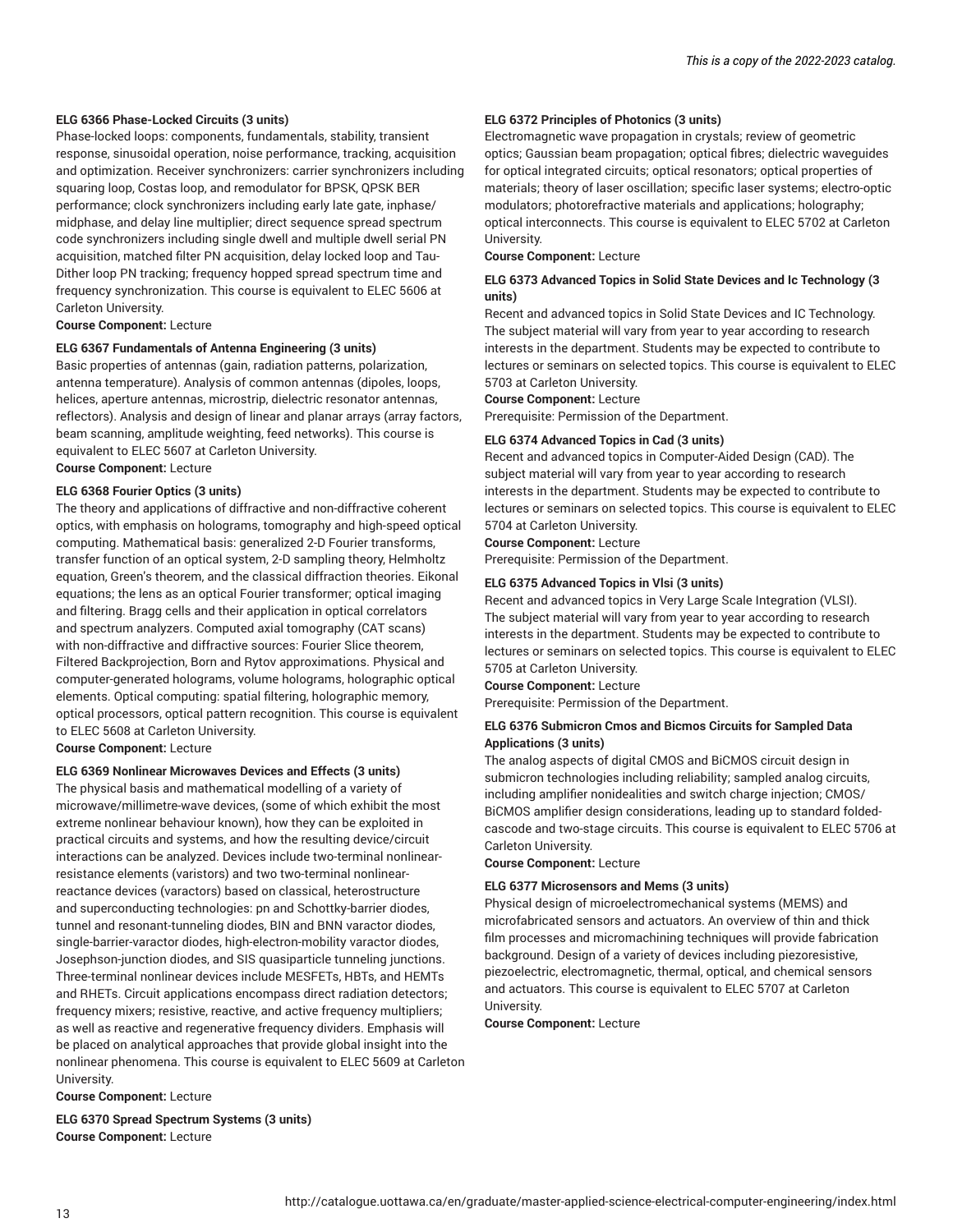**ELG 6366 Phase-Locked Circuits (3 units)**
Phase-locked loops: components, fundamentals, stability, transient response, sinusoidal operation, noise performance, tracking, acquisition and optimization. Receiver synchronizers: carrier synchronizers including squaring loop, Costas loop, and remodulator for BPSK, QPSK BER performance; clock synchronizers including early late gate, inphase/midphase, and delay line multiplier; direct sequence spread spectrum code synchronizers including single dwell and multiple dwell serial PN acquisition, matched filter PN acquisition, delay locked loop and Tau-Dither loop PN tracking; frequency hopped spread spectrum time and frequency synchronization. This course is equivalent to ELEC 5606 at Carleton University.
**Course Component:** Lecture

**ELG 6367 Fundamentals of Antenna Engineering (3 units)**
Basic properties of antennas (gain, radiation patterns, polarization, antenna temperature). Analysis of common antennas (dipoles, loops, helices, aperture antennas, microstrip, dielectric resonator antennas, reflectors). Analysis and design of linear and planar arrays (array factors, beam scanning, amplitude weighting, feed networks). This course is equivalent to ELEC 5607 at Carleton University.
**Course Component:** Lecture

**ELG 6368 Fourier Optics (3 units)**
The theory and applications of diffractive and non-diffractive coherent optics, with emphasis on holograms, tomography and high-speed optical computing. Mathematical basis: generalized 2-D Fourier transforms, transfer function of an optical system, 2-D sampling theory, Helmholtz equation, Green's theorem, and the classical diffraction theories. Eikonal equations; the lens as an optical Fourier transformer; optical imaging and filtering. Bragg cells and their application in optical correlators and spectrum analyzers. Computed axial tomography (CAT scans) with non-diffractive and diffractive sources: Fourier Slice theorem, Filtered Backprojection, Born and Rytov approximations. Physical and computer-generated holograms, volume holograms, holographic optical elements. Optical computing: spatial filtering, holographic memory, optical processors, optical pattern recognition. This course is equivalent to ELEC 5608 at Carleton University.
**Course Component:** Lecture

**ELG 6369 Nonlinear Microwaves Devices and Effects (3 units)**
The physical basis and mathematical modelling of a variety of microwave/millimetre-wave devices, (some of which exhibit the most extreme nonlinear behaviour known), how they can be exploited in practical circuits and systems, and how the resulting device/circuit interactions can be analyzed. Devices include two-terminal nonlinear-resistance elements (varistors) and two two-terminal nonlinear-reactance devices (varactors) based on classical, heterostructure and superconducting technologies: pn and Schottky-barrier diodes, tunnel and resonant-tunneling diodes, BIN and BNN varactor diodes, single-barrier-varactor diodes, high-electron-mobility varactor diodes, Josephson-junction diodes, and SIS quasiparticle tunneling junctions. Three-terminal nonlinear devices include MESFETs, HBTs, and HEMTs and RHETs. Circuit applications encompass direct radiation detectors; frequency mixers; resistive, reactive, and active frequency multipliers; as well as reactive and regenerative frequency dividers. Emphasis will be placed on analytical approaches that provide global insight into the nonlinear phenomena. This course is equivalent to ELEC 5609 at Carleton University.
**Course Component:** Lecture

**ELG 6370 Spread Spectrum Systems (3 units)**
**Course Component:** Lecture

**ELG 6372 Principles of Photonics (3 units)**
Electromagnetic wave propagation in crystals; review of geometric optics; Gaussian beam propagation; optical fibres; dielectric waveguides for optical integrated circuits; optical resonators; optical properties of materials; theory of laser oscillation; specific laser systems; electro-optic modulators; photorefractive materials and applications; holography; optical interconnects. This course is equivalent to ELEC 5702 at Carleton University.
**Course Component:** Lecture

**ELG 6373 Advanced Topics in Solid State Devices and Ic Technology (3 units)**
Recent and advanced topics in Solid State Devices and IC Technology. The subject material will vary from year to year according to research interests in the department. Students may be expected to contribute to lectures or seminars on selected topics. This course is equivalent to ELEC 5703 at Carleton University.
**Course Component:** Lecture
Prerequisite: Permission of the Department.

**ELG 6374 Advanced Topics in Cad (3 units)**
Recent and advanced topics in Computer-Aided Design (CAD). The subject material will vary from year to year according to research interests in the department. Students may be expected to contribute to lectures or seminars on selected topics. This course is equivalent to ELEC 5704 at Carleton University.
**Course Component:** Lecture
Prerequisite: Permission of the Department.

**ELG 6375 Advanced Topics in Vlsi (3 units)**
Recent and advanced topics in Very Large Scale Integration (VLSI). The subject material will vary from year to year according to research interests in the department. Students may be expected to contribute to lectures or seminars on selected topics. This course is equivalent to ELEC 5705 at Carleton University.
**Course Component:** Lecture
Prerequisite: Permission of the Department.

**ELG 6376 Submicron Cmos and Bicmos Circuits for Sampled Data Applications (3 units)**
The analog aspects of digital CMOS and BiCMOS circuit design in submicron technologies including reliability; sampled analog circuits, including amplifier nonidealities and switch charge injection; CMOS/BiCMOS amplifier design considerations, leading up to standard folded-cascode and two-stage circuits. This course is equivalent to ELEC 5706 at Carleton University.
**Course Component:** Lecture

**ELG 6377 Microsensors and Mems (3 units)**
Physical design of microelectromechanical systems (MEMS) and microfabricated sensors and actuators. An overview of thin and thick film processes and micromachining techniques will provide fabrication background. Design of a variety of devices including piezoresistive, piezoelectric, electromagnetic, thermal, optical, and chemical sensors and actuators. This course is equivalent to ELEC 5707 at Carleton University.
**Course Component:** Lecture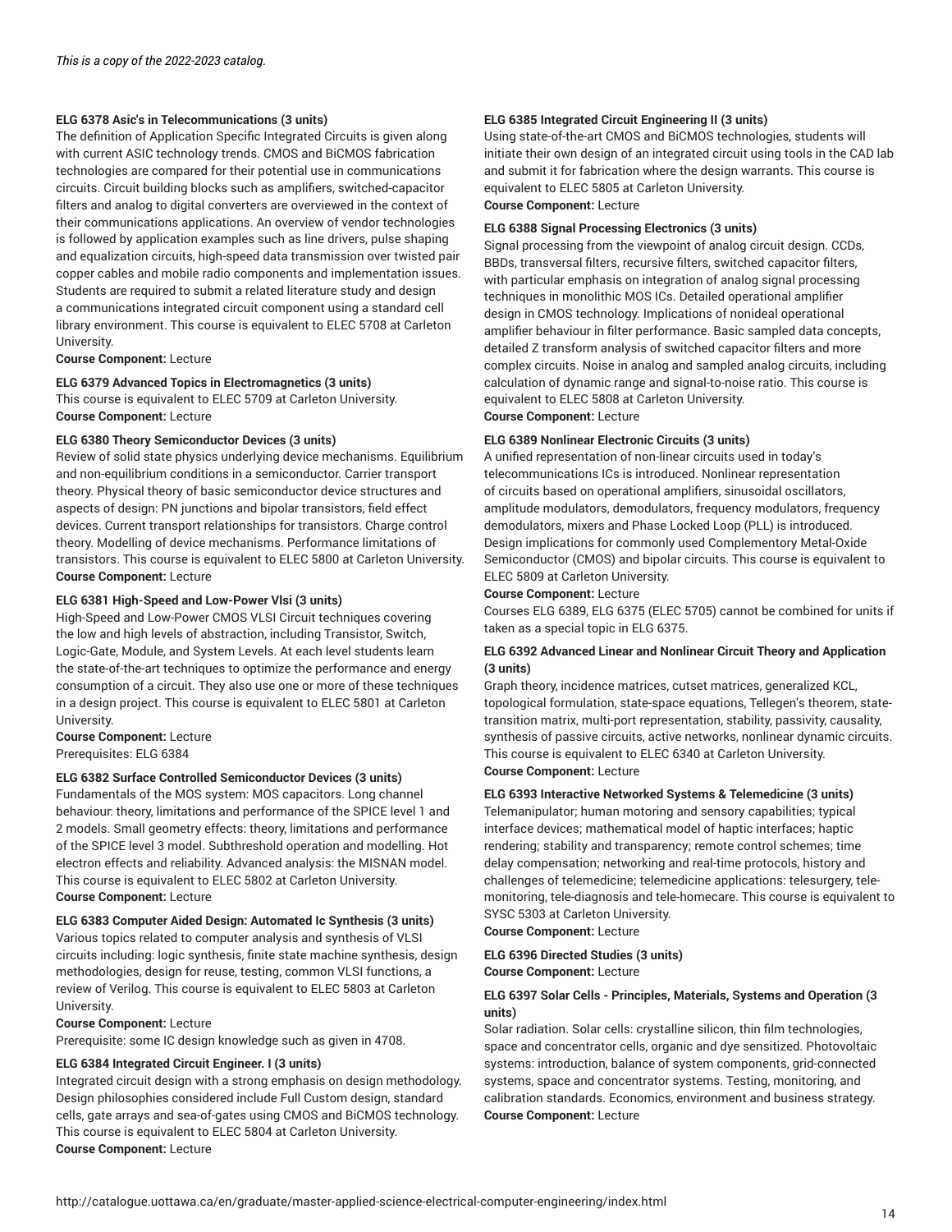*This is a copy of the 2022-2023 catalog.*

**ELG 6378 Asic's in Telecommunications (3 units)**
The definition of Application Specific Integrated Circuits is given along with current ASIC technology trends. CMOS and BiCMOS fabrication technologies are compared for their potential use in communications circuits. Circuit building blocks such as amplifiers, switched-capacitor filters and analog to digital converters are overviewed in the context of their communications applications. An overview of vendor technologies is followed by application examples such as line drivers, pulse shaping and equalization circuits, high-speed data transmission over twisted pair copper cables and mobile radio components and implementation issues. Students are required to submit a related literature study and design a communications integrated circuit component using a standard cell library environment. This course is equivalent to ELEC 5708 at Carleton University.
**Course Component:** Lecture

**ELG 6379 Advanced Topics in Electromagnetics (3 units)**
This course is equivalent to ELEC 5709 at Carleton University.
**Course Component:** Lecture

**ELG 6380 Theory Semiconductor Devices (3 units)**
Review of solid state physics underlying device mechanisms. Equilibrium and non-equilibrium conditions in a semiconductor. Carrier transport theory. Physical theory of basic semiconductor device structures and aspects of design: PN junctions and bipolar transistors, field effect devices. Current transport relationships for transistors. Charge control theory. Modelling of device mechanisms. Performance limitations of transistors. This course is equivalent to ELEC 5800 at Carleton University.
**Course Component:** Lecture

**ELG 6381 High-Speed and Low-Power Vlsi (3 units)**
High-Speed and Low-Power CMOS VLSI Circuit techniques covering the low and high levels of abstraction, including Transistor, Switch, Logic-Gate, Module, and System Levels. At each level students learn the state-of-the-art techniques to optimize the performance and energy consumption of a circuit. They also use one or more of these techniques in a design project. This course is equivalent to ELEC 5801 at Carleton University.
**Course Component:** Lecture
Prerequisites: ELG 6384

**ELG 6382 Surface Controlled Semiconductor Devices (3 units)**
Fundamentals of the MOS system: MOS capacitors. Long channel behaviour: theory, limitations and performance of the SPICE level 1 and 2 models. Small geometry effects: theory, limitations and performance of the SPICE level 3 model. Subthreshold operation and modelling. Hot electron effects and reliability. Advanced analysis: the MISNAN model. This course is equivalent to ELEC 5802 at Carleton University.
**Course Component:** Lecture

**ELG 6383 Computer Aided Design: Automated Ic Synthesis (3 units)**
Various topics related to computer analysis and synthesis of VLSI circuits including: logic synthesis, finite state machine synthesis, design methodologies, design for reuse, testing, common VLSI functions, a review of Verilog. This course is equivalent to ELEC 5803 at Carleton University.
**Course Component:** Lecture
Prerequisite: some IC design knowledge such as given in 4708.

**ELG 6384 Integrated Circuit Engineer. I (3 units)**
Integrated circuit design with a strong emphasis on design methodology. Design philosophies considered include Full Custom design, standard cells, gate arrays and sea-of-gates using CMOS and BiCMOS technology. This course is equivalent to ELEC 5804 at Carleton University.
**Course Component:** Lecture

**ELG 6385 Integrated Circuit Engineering II (3 units)**
Using state-of-the-art CMOS and BiCMOS technologies, students will initiate their own design of an integrated circuit using tools in the CAD lab and submit it for fabrication where the design warrants. This course is equivalent to ELEC 5805 at Carleton University.
**Course Component:** Lecture

**ELG 6388 Signal Processing Electronics (3 units)**
Signal processing from the viewpoint of analog circuit design. CCDs, BBDs, transversal filters, recursive filters, switched capacitor filters, with particular emphasis on integration of analog signal processing techniques in monolithic MOS ICs. Detailed operational amplifier design in CMOS technology. Implications of nonideal operational amplifier behaviour in filter performance. Basic sampled data concepts, detailed Z transform analysis of switched capacitor filters and more complex circuits. Noise in analog and sampled analog circuits, including calculation of dynamic range and signal-to-noise ratio. This course is equivalent to ELEC 5808 at Carleton University.
**Course Component:** Lecture

**ELG 6389 Nonlinear Electronic Circuits (3 units)**
A unified representation of non-linear circuits used in today's telecommunications ICs is introduced. Nonlinear representation of circuits based on operational amplifiers, sinusoidal oscillators, amplitude modulators, demodulators, frequency modulators, frequency demodulators, mixers and Phase Locked Loop (PLL) is introduced. Design implications for commonly used Complementory Metal-Oxide Semiconductor (CMOS) and bipolar circuits. This course is equivalent to ELEC 5809 at Carleton University.
**Course Component:** Lecture
Courses ELG 6389, ELG 6375 (ELEC 5705) cannot be combined for units if taken as a special topic in ELG 6375.

**ELG 6392 Advanced Linear and Nonlinear Circuit Theory and Application (3 units)**
Graph theory, incidence matrices, cutset matrices, generalized KCL, topological formulation, state-space equations, Tellegen's theorem, state-transition matrix, multi-port representation, stability, passivity, causality, synthesis of passive circuits, active networks, nonlinear dynamic circuits. This course is equivalent to ELEC 6340 at Carleton University.
**Course Component:** Lecture

**ELG 6393 Interactive Networked Systems & Telemedicine (3 units)**
Telemanipulator; human motoring and sensory capabilities; typical interface devices; mathematical model of haptic interfaces; haptic rendering; stability and transparency; remote control schemes; time delay compensation; networking and real-time protocols, history and challenges of telemedicine; telemedicine applications: telesurgery, tele-monitoring, tele-diagnosis and tele-homecare. This course is equivalent to SYSC 5303 at Carleton University.
**Course Component:** Lecture

**ELG 6396 Directed Studies (3 units)**
**Course Component:** Lecture

**ELG 6397 Solar Cells - Principles, Materials, Systems and Operation (3 units)**
Solar radiation. Solar cells: crystalline silicon, thin film technologies, space and concentrator cells, organic and dye sensitized. Photovoltaic systems: introduction, balance of system components, grid-connected systems, space and concentrator systems. Testing, monitoring, and calibration standards. Economics, environment and business strategy.
**Course Component:** Lecture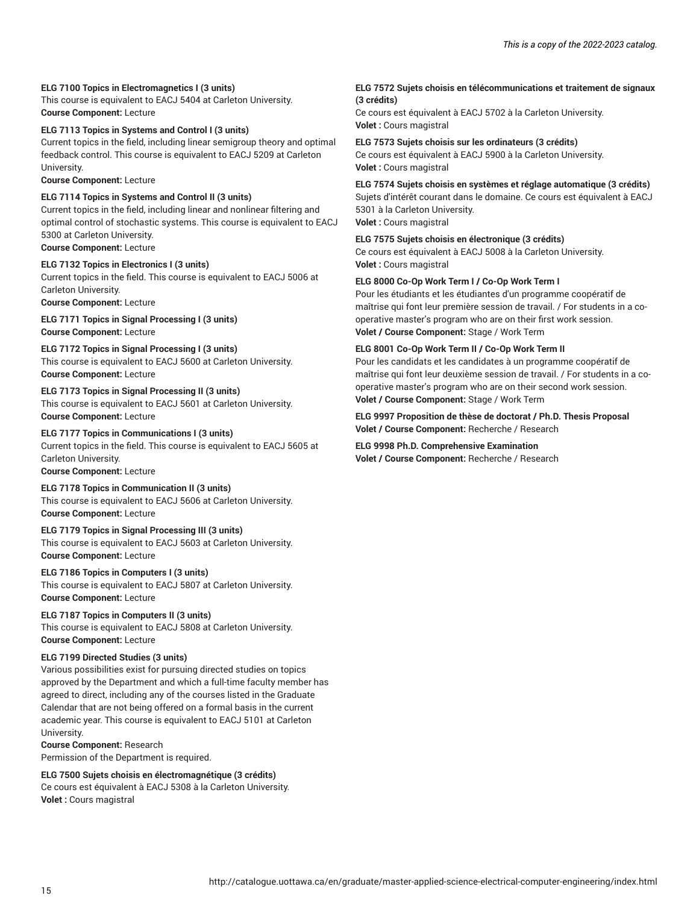**ELG 7100 Topics in Electromagnetics I (3 units)**
This course is equivalent to EACJ 5404 at Carleton University.
**Course Component:** Lecture

**ELG 7113 Topics in Systems and Control I (3 units)**
Current topics in the field, including linear semigroup theory and optimal feedback control. This course is equivalent to EACJ 5209 at Carleton University.
**Course Component:** Lecture

**ELG 7114 Topics in Systems and Control II (3 units)**
Current topics in the field, including linear and nonlinear filtering and optimal control of stochastic systems. This course is equivalent to EACJ 5300 at Carleton University.
**Course Component:** Lecture

**ELG 7132 Topics in Electronics I (3 units)**
Current topics in the field. This course is equivalent to EACJ 5006 at Carleton University.
**Course Component:** Lecture

**ELG 7171 Topics in Signal Processing I (3 units)**
**Course Component:** Lecture

**ELG 7172 Topics in Signal Processing I (3 units)**
This course is equivalent to EACJ 5600 at Carleton University.
**Course Component:** Lecture

**ELG 7173 Topics in Signal Processing II (3 units)**
This course is equivalent to EACJ 5601 at Carleton University.
**Course Component:** Lecture

**ELG 7177 Topics in Communications I (3 units)**
Current topics in the field. This course is equivalent to EACJ 5605 at Carleton University.
**Course Component:** Lecture

**ELG 7178 Topics in Communication II (3 units)**
This course is equivalent to EACJ 5606 at Carleton University.
**Course Component:** Lecture

**ELG 7179 Topics in Signal Processing III (3 units)**
This course is equivalent to EACJ 5603 at Carleton University.
**Course Component:** Lecture

**ELG 7186 Topics in Computers I (3 units)**
This course is equivalent to EACJ 5807 at Carleton University.
**Course Component:** Lecture

**ELG 7187 Topics in Computers II (3 units)**
This course is equivalent to EACJ 5808 at Carleton University.
**Course Component:** Lecture

**ELG 7199 Directed Studies (3 units)**
Various possibilities exist for pursuing directed studies on topics approved by the Department and which a full-time faculty member has agreed to direct, including any of the courses listed in the Graduate Calendar that are not being offered on a formal basis in the current academic year. This course is equivalent to EACJ 5101 at Carleton University.
**Course Component:** Research
Permission of the Department is required.

**ELG 7500 Sujets choisis en électromagnétique (3 crédits)**
Ce cours est équivalent à EACJ 5308 à la Carleton University.
**Volet :** Cours magistral

**ELG 7572 Sujets choisis en télécommunications et traitement de signaux (3 crédits)**
Ce cours est équivalent à EACJ 5702 à la Carleton University.
**Volet :** Cours magistral

**ELG 7573 Sujets choisis sur les ordinateurs (3 crédits)**
Ce cours est équivalent à EACJ 5900 à la Carleton University.
**Volet :** Cours magistral

**ELG 7574 Sujets choisis en systèmes et réglage automatique (3 crédits)**
Sujets d'intérêt courant dans le domaine. Ce cours est équivalent à EACJ 5301 à la Carleton University.
**Volet :** Cours magistral

**ELG 7575 Sujets choisis en électronique (3 crédits)**
Ce cours est équivalent à EACJ 5008 à la Carleton University.
**Volet :** Cours magistral

**ELG 8000 Co-Op Work Term I / Co-Op Work Term I**
Pour les étudiants et les étudiantes d'un programme coopératif de maîtrise qui font leur première session de travail. / For students in a co-operative master's program who are on their first work session.
**Volet / Course Component:** Stage / Work Term

**ELG 8001 Co-Op Work Term II / Co-Op Work Term II**
Pour les candidats et les candidates à un programme coopératif de maîtrise qui font leur deuxième session de travail. / For students in a co-operative master's program who are on their second work session.
**Volet / Course Component:** Stage / Work Term

**ELG 9997 Proposition de thèse de doctorat / Ph.D. Thesis Proposal**
**Volet / Course Component:** Recherche / Research

**ELG 9998 Ph.D. Comprehensive Examination**
**Volet / Course Component:** Recherche / Research